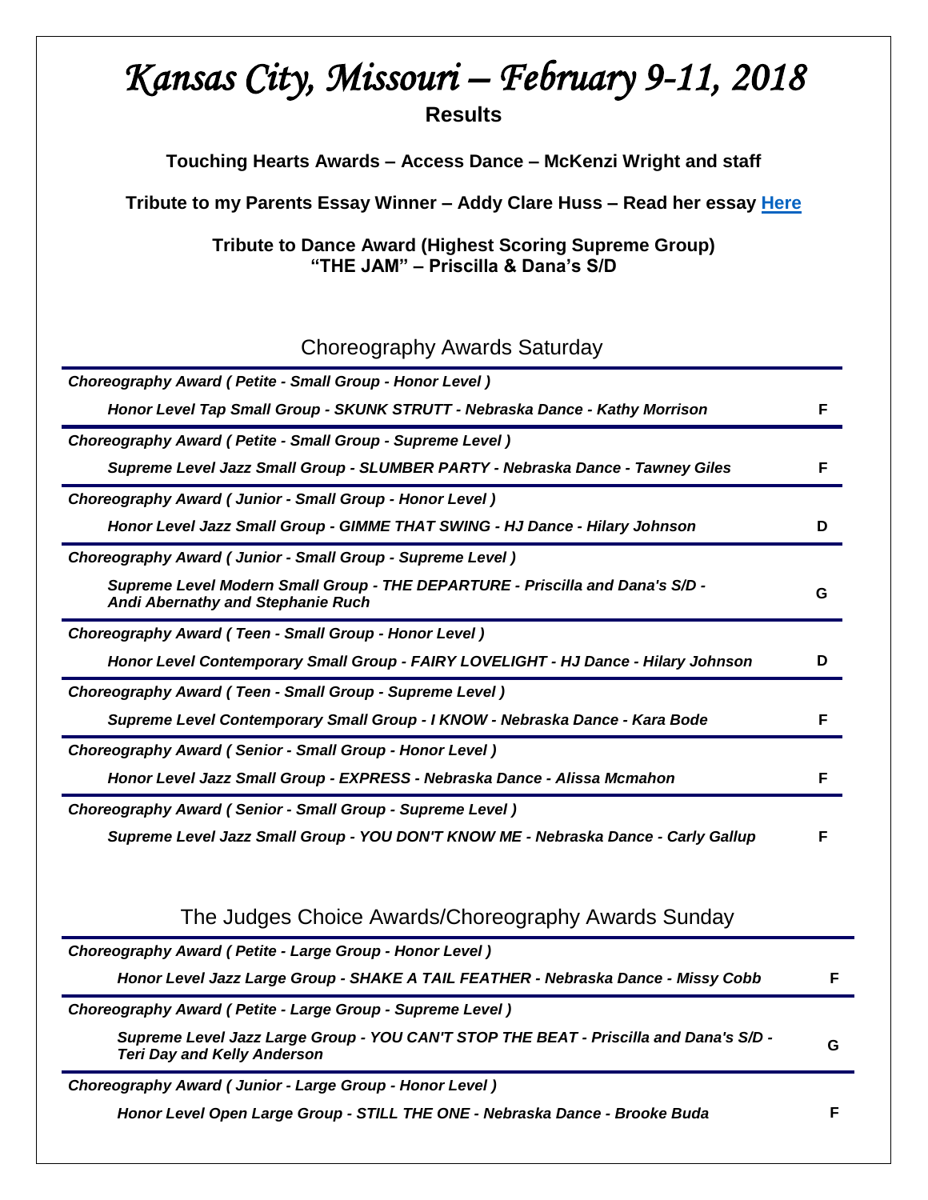# Kansas City, Missouri – February 9-11, 2018

**Results**

**Touching Hearts Awards – Access Dance – McKenzi Wright and staff**

**Tribute to my Parents Essay Winner – Addy Clare Huss – Read her essay Here**

**Tribute to Dance Award (Highest Scoring Supreme Group)**
**"THE JAM" – Priscilla & Dana's S/D**

## Choreography Awards Saturday

| | |
|---|---|
| ***Choreography Award ( Petite - Small Group - Honor Level )*** | |
| ***Honor Level Tap Small Group - SKUNK STRUTT - Nebraska Dance - Kathy Morrison*** | **F** |
| ***Choreography Award ( Petite - Small Group - Supreme Level )*** | |
| ***Supreme Level Jazz Small Group - SLUMBER PARTY - Nebraska Dance - Tawney Giles*** | **F** |
| ***Choreography Award ( Junior - Small Group - Honor Level )*** | |
| ***Honor Level Jazz Small Group - GIMME THAT SWING - HJ Dance - Hilary Johnson*** | **D** |
| ***Choreography Award ( Junior - Small Group - Supreme Level )*** | |
| ***Supreme Level Modern Small Group - THE DEPARTURE - Priscilla and Dana's S/D - Andi Abernathy and Stephanie Ruch*** | **G** |
| ***Choreography Award ( Teen - Small Group - Honor Level )*** | |
| ***Honor Level Contemporary Small Group - FAIRY LOVELIGHT - HJ Dance - Hilary Johnson*** | **D** |
| ***Choreography Award ( Teen - Small Group - Supreme Level )*** | |
| ***Supreme Level Contemporary Small Group - I KNOW - Nebraska Dance - Kara Bode*** | **F** |
| ***Choreography Award ( Senior - Small Group - Honor Level )*** | |
| ***Honor Level Jazz Small Group - EXPRESS - Nebraska Dance - Alissa Mcmahon*** | **F** |
| ***Choreography Award ( Senior - Small Group - Supreme Level )*** | |
| ***Supreme Level Jazz Small Group - YOU DON'T KNOW ME - Nebraska Dance - Carly Gallup*** | **F** |

## The Judges Choice Awards/Choreography Awards Sunday

| | |
|---|---|
| ***Choreography Award ( Petite - Large Group - Honor Level )*** | |
| ***Honor Level Jazz Large Group - SHAKE A TAIL FEATHER - Nebraska Dance - Missy Cobb*** | **F** |
| ***Choreography Award ( Petite - Large Group - Supreme Level )*** | |
| ***Supreme Level Jazz Large Group - YOU CAN'T STOP THE BEAT - Priscilla and Dana's S/D - Teri Day and Kelly Anderson*** | **G** |
| ***Choreography Award ( Junior - Large Group - Honor Level )*** | |
| ***Honor Level Open Large Group - STILL THE ONE - Nebraska Dance - Brooke Buda*** | **F** |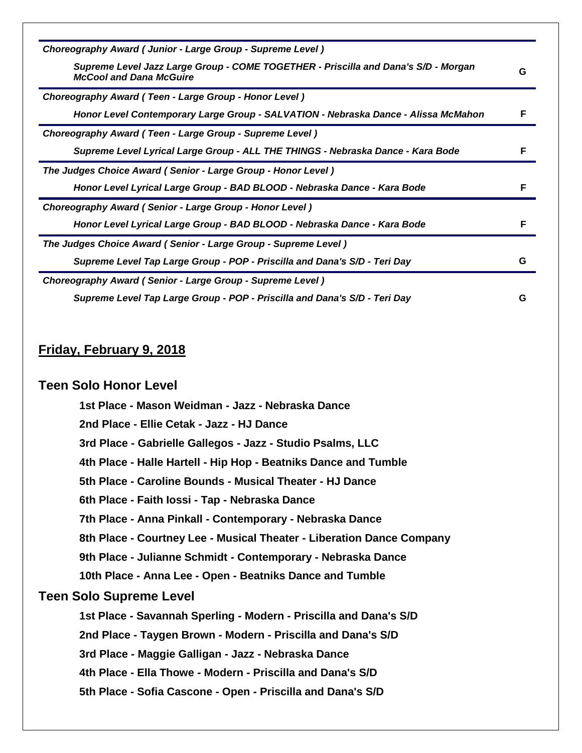| | |
|---|---|
| ***Choreography Award ( Junior - Large Group - Supreme Level )*** | |
| ***Supreme Level Jazz Large Group - COME TOGETHER - Priscilla and Dana's S/D - Morgan McCool and Dana McGuire*** | **G** |
| ***Choreography Award ( Teen - Large Group - Honor Level )*** | |
| ***Honor Level Contemporary Large Group - SALVATION - Nebraska Dance - Alissa McMahon*** | **F** |
| ***Choreography Award ( Teen - Large Group - Supreme Level )*** | |
| ***Supreme Level Lyrical Large Group - ALL THE THINGS - Nebraska Dance - Kara Bode*** | **F** |
| ***The Judges Choice Award ( Senior - Large Group - Honor Level )*** | |
| ***Honor Level Lyrical Large Group - BAD BLOOD - Nebraska Dance - Kara Bode*** | **F** |
| ***Choreography Award ( Senior - Large Group - Honor Level )*** | |
| ***Honor Level Lyrical Large Group - BAD BLOOD - Nebraska Dance - Kara Bode*** | **F** |
| ***The Judges Choice Award ( Senior - Large Group - Supreme Level )*** | |
| ***Supreme Level Tap Large Group - POP - Priscilla and Dana's S/D - Teri Day*** | **G** |
| ***Choreography Award ( Senior - Large Group - Supreme Level )*** | |
| ***Supreme Level Tap Large Group - POP - Priscilla and Dana's S/D - Teri Day*** | **G** |

## Friday, February 9, 2018

### Teen Solo Honor Level

**1st Place - Mason Weidman - Jazz - Nebraska Dance**

**2nd Place - Ellie Cetak - Jazz - HJ Dance**

**3rd Place - Gabrielle Gallegos - Jazz - Studio Psalms, LLC**

**4th Place - Halle Hartell - Hip Hop - Beatniks Dance and Tumble**

**5th Place - Caroline Bounds - Musical Theater - HJ Dance**

**6th Place - Faith Iossi - Tap - Nebraska Dance**

**7th Place - Anna Pinkall - Contemporary - Nebraska Dance**

**8th Place - Courtney Lee - Musical Theater - Liberation Dance Company**

**9th Place - Julianne Schmidt - Contemporary - Nebraska Dance**

**10th Place - Anna Lee - Open - Beatniks Dance and Tumble**

### Teen Solo Supreme Level

**1st Place - Savannah Sperling - Modern - Priscilla and Dana's S/D**

**2nd Place - Taygen Brown - Modern - Priscilla and Dana's S/D**

**3rd Place - Maggie Galligan - Jazz - Nebraska Dance**

**4th Place - Ella Thowe - Modern - Priscilla and Dana's S/D**

**5th Place - Sofia Cascone - Open - Priscilla and Dana's S/D**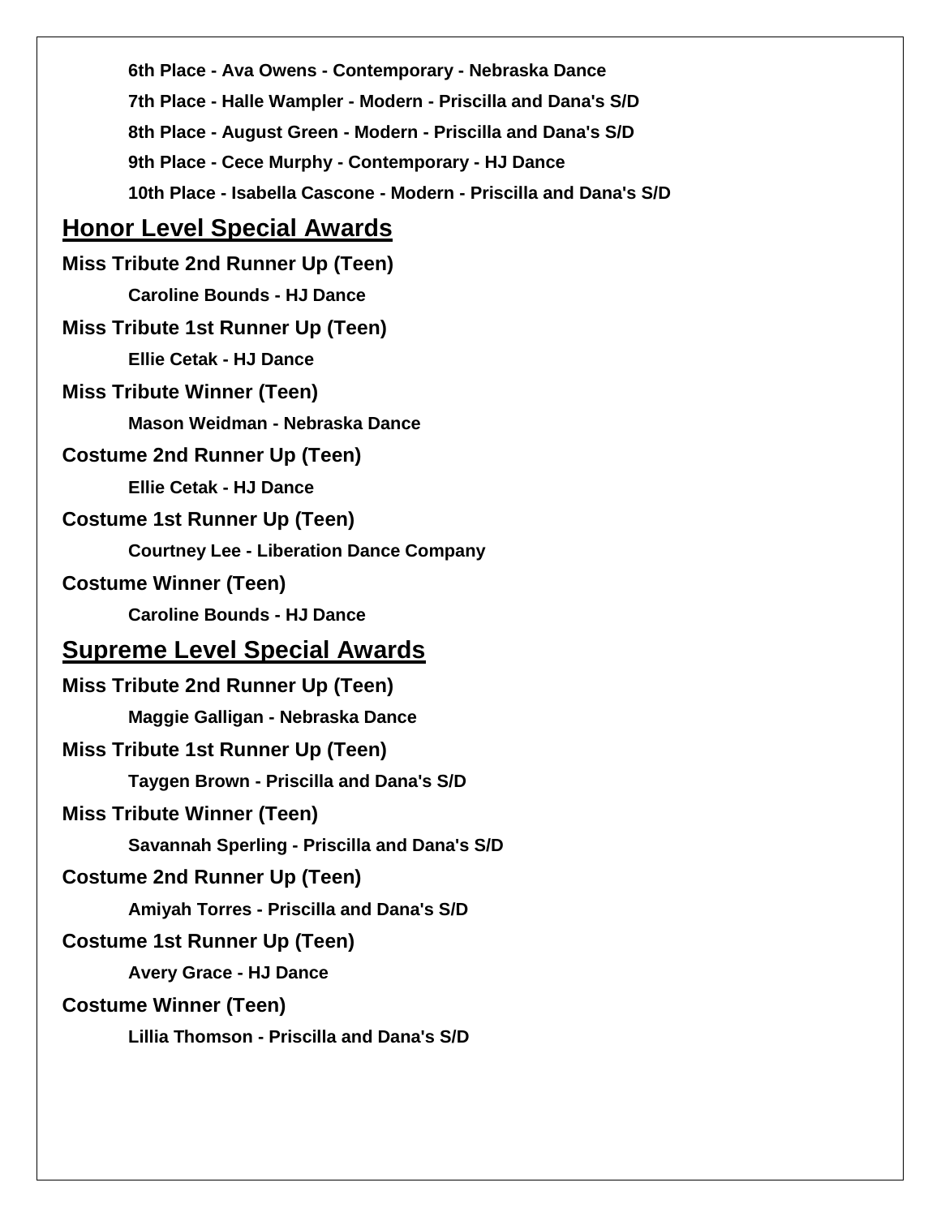**6th Place - Ava Owens - Contemporary - Nebraska Dance**

**7th Place - Halle Wampler - Modern - Priscilla and Dana's S/D**

**8th Place - August Green - Modern - Priscilla and Dana's S/D**

**9th Place - Cece Murphy - Contemporary - HJ Dance**

**10th Place - Isabella Cascone - Modern - Priscilla and Dana's S/D**

## Honor Level Special Awards

**Miss Tribute 2nd Runner Up (Teen)**

**Caroline Bounds - HJ Dance**

**Miss Tribute 1st Runner Up (Teen)**

**Ellie Cetak - HJ Dance**

**Miss Tribute Winner (Teen)**

**Mason Weidman - Nebraska Dance**

**Costume 2nd Runner Up (Teen)**

**Ellie Cetak - HJ Dance**

**Costume 1st Runner Up (Teen)**

**Courtney Lee - Liberation Dance Company**

**Costume Winner (Teen)**

**Caroline Bounds - HJ Dance**

## Supreme Level Special Awards

**Miss Tribute 2nd Runner Up (Teen)**

**Maggie Galligan - Nebraska Dance**

**Miss Tribute 1st Runner Up (Teen)**

**Taygen Brown - Priscilla and Dana's S/D**

**Miss Tribute Winner (Teen)**

**Savannah Sperling - Priscilla and Dana's S/D**

**Costume 2nd Runner Up (Teen)**

**Amiyah Torres - Priscilla and Dana's S/D**

**Costume 1st Runner Up (Teen)**

**Avery Grace - HJ Dance**

**Costume Winner (Teen)**

**Lillia Thomson - Priscilla and Dana's S/D**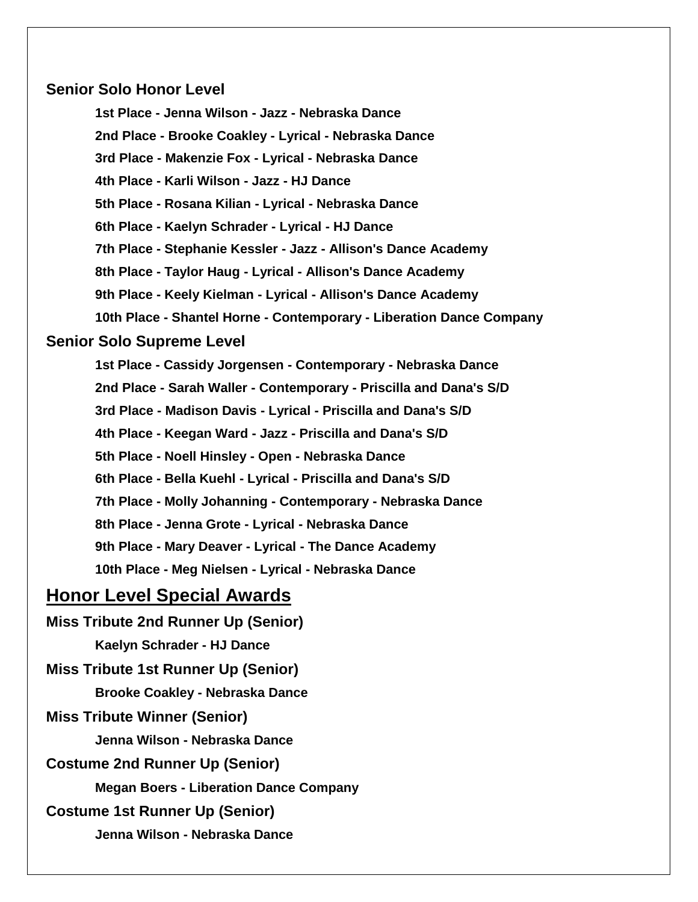### Senior Solo Honor Level

- **1st Place - Jenna Wilson - Jazz - Nebraska Dance**
- **2nd Place - Brooke Coakley - Lyrical - Nebraska Dance**
- **3rd Place - Makenzie Fox - Lyrical - Nebraska Dance**
- **4th Place - Karli Wilson - Jazz - HJ Dance**
- **5th Place - Rosana Kilian - Lyrical - Nebraska Dance**
- **6th Place - Kaelyn Schrader - Lyrical - HJ Dance**
- **7th Place - Stephanie Kessler - Jazz - Allison's Dance Academy**
- **8th Place - Taylor Haug - Lyrical - Allison's Dance Academy**
- **9th Place - Keely Kielman - Lyrical - Allison's Dance Academy**
- **10th Place - Shantel Horne - Contemporary - Liberation Dance Company**

### Senior Solo Supreme Level

- **1st Place - Cassidy Jorgensen - Contemporary - Nebraska Dance**
- **2nd Place - Sarah Waller - Contemporary - Priscilla and Dana's S/D**
- **3rd Place - Madison Davis - Lyrical - Priscilla and Dana's S/D**
- **4th Place - Keegan Ward - Jazz - Priscilla and Dana's S/D**
- **5th Place - Noell Hinsley - Open - Nebraska Dance**
- **6th Place - Bella Kuehl - Lyrical - Priscilla and Dana's S/D**
- **7th Place - Molly Johanning - Contemporary - Nebraska Dance**
- **8th Place - Jenna Grote - Lyrical - Nebraska Dance**
- **9th Place - Mary Deaver - Lyrical - The Dance Academy**
- **10th Place - Meg Nielsen - Lyrical - Nebraska Dance**

## Honor Level Special Awards

### Miss Tribute 2nd Runner Up (Senior)

**Kaelyn Schrader - HJ Dance**

### Miss Tribute 1st Runner Up (Senior)

**Brooke Coakley - Nebraska Dance**

### Miss Tribute Winner (Senior)

**Jenna Wilson - Nebraska Dance**

### Costume 2nd Runner Up (Senior)

**Megan Boers - Liberation Dance Company**

### Costume 1st Runner Up (Senior)

**Jenna Wilson - Nebraska Dance**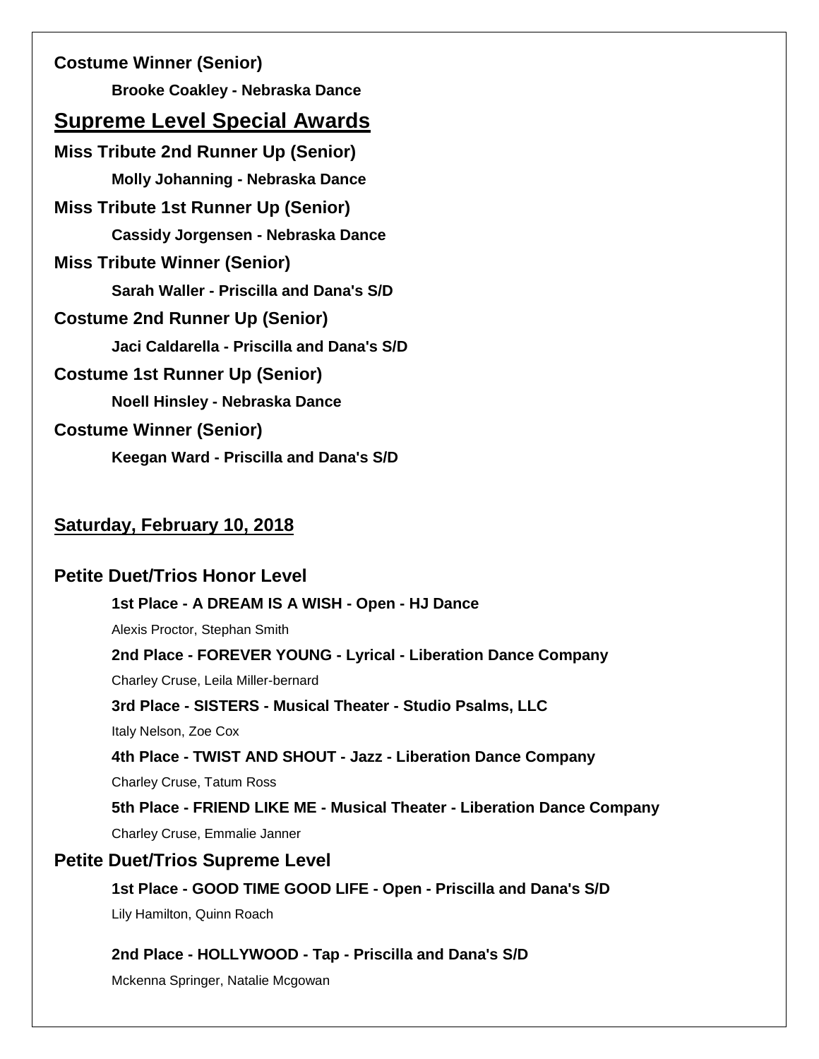**Costume Winner (Senior)**

**Brooke Coakley - Nebraska Dance**

## Supreme Level Special Awards

**Miss Tribute 2nd Runner Up (Senior)**

**Molly Johanning - Nebraska Dance**

**Miss Tribute 1st Runner Up (Senior)**

**Cassidy Jorgensen - Nebraska Dance**

**Miss Tribute Winner (Senior)**

**Sarah Waller - Priscilla and Dana's S/D**

**Costume 2nd Runner Up (Senior)**

**Jaci Caldarella - Priscilla and Dana's S/D**

**Costume 1st Runner Up (Senior)**

**Noell Hinsley - Nebraska Dance**

**Costume Winner (Senior)**

**Keegan Ward - Priscilla and Dana's S/D**

## Saturday, February 10, 2018

### Petite Duet/Trios Honor Level

**1st Place - A DREAM IS A WISH - Open - HJ Dance**

Alexis Proctor, Stephan Smith

**2nd Place - FOREVER YOUNG - Lyrical - Liberation Dance Company**

Charley Cruse, Leila Miller-bernard

**3rd Place - SISTERS - Musical Theater - Studio Psalms, LLC**

Italy Nelson, Zoe Cox

**4th Place - TWIST AND SHOUT - Jazz - Liberation Dance Company**

Charley Cruse, Tatum Ross

**5th Place - FRIEND LIKE ME - Musical Theater - Liberation Dance Company**

Charley Cruse, Emmalie Janner

### Petite Duet/Trios Supreme Level

**1st Place - GOOD TIME GOOD LIFE - Open - Priscilla and Dana's S/D**

Lily Hamilton, Quinn Roach

**2nd Place - HOLLYWOOD - Tap - Priscilla and Dana's S/D**

Mckenna Springer, Natalie Mcgowan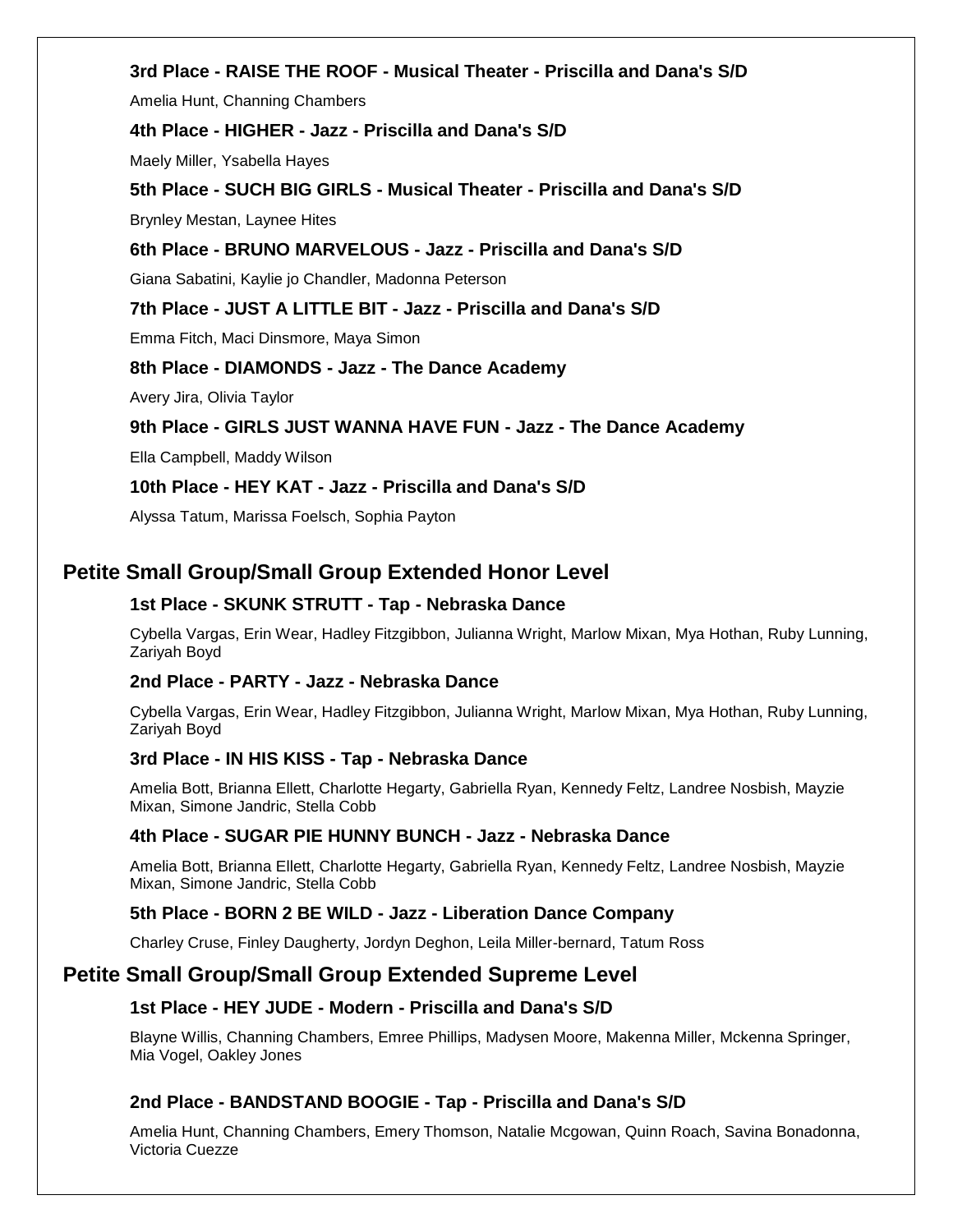**3rd Place - RAISE THE ROOF - Musical Theater - Priscilla and Dana's S/D**

Amelia Hunt, Channing Chambers

**4th Place - HIGHER - Jazz - Priscilla and Dana's S/D**

Maely Miller, Ysabella Hayes

**5th Place - SUCH BIG GIRLS - Musical Theater - Priscilla and Dana's S/D**

Brynley Mestan, Laynee Hites

**6th Place - BRUNO MARVELOUS - Jazz - Priscilla and Dana's S/D**

Giana Sabatini, Kaylie jo Chandler, Madonna Peterson

**7th Place - JUST A LITTLE BIT - Jazz - Priscilla and Dana's S/D**

Emma Fitch, Maci Dinsmore, Maya Simon

**8th Place - DIAMONDS - Jazz - The Dance Academy**

Avery Jira, Olivia Taylor

**9th Place - GIRLS JUST WANNA HAVE FUN - Jazz - The Dance Academy**

Ella Campbell, Maddy Wilson

**10th Place - HEY KAT - Jazz - Priscilla and Dana's S/D**

Alyssa Tatum, Marissa Foelsch, Sophia Payton

## Petite Small Group/Small Group Extended Honor Level

**1st Place - SKUNK STRUTT - Tap - Nebraska Dance**

Cybella Vargas, Erin Wear, Hadley Fitzgibbon, Julianna Wright, Marlow Mixan, Mya Hothan, Ruby Lunning, Zariyah Boyd

**2nd Place - PARTY - Jazz - Nebraska Dance**

Cybella Vargas, Erin Wear, Hadley Fitzgibbon, Julianna Wright, Marlow Mixan, Mya Hothan, Ruby Lunning, Zariyah Boyd

**3rd Place - IN HIS KISS - Tap - Nebraska Dance**

Amelia Bott, Brianna Ellett, Charlotte Hegarty, Gabriella Ryan, Kennedy Feltz, Landree Nosbish, Mayzie Mixan, Simone Jandric, Stella Cobb

**4th Place - SUGAR PIE HUNNY BUNCH - Jazz - Nebraska Dance**

Amelia Bott, Brianna Ellett, Charlotte Hegarty, Gabriella Ryan, Kennedy Feltz, Landree Nosbish, Mayzie Mixan, Simone Jandric, Stella Cobb

**5th Place - BORN 2 BE WILD - Jazz - Liberation Dance Company**

Charley Cruse, Finley Daugherty, Jordyn Deghon, Leila Miller-bernard, Tatum Ross

## Petite Small Group/Small Group Extended Supreme Level

**1st Place - HEY JUDE - Modern - Priscilla and Dana's S/D**

Blayne Willis, Channing Chambers, Emree Phillips, Madysen Moore, Makenna Miller, Mckenna Springer, Mia Vogel, Oakley Jones

**2nd Place - BANDSTAND BOOGIE - Tap - Priscilla and Dana's S/D**

Amelia Hunt, Channing Chambers, Emery Thomson, Natalie Mcgowan, Quinn Roach, Savina Bonadonna, Victoria Cuezze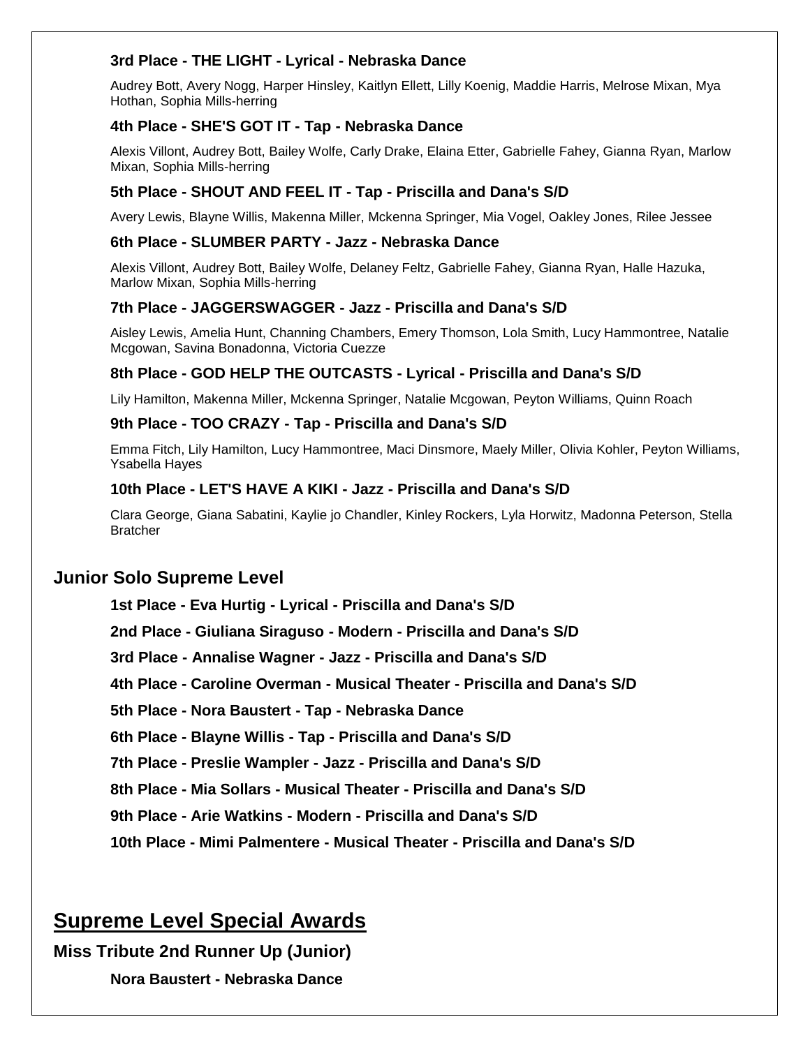**3rd Place - THE LIGHT - Lyrical - Nebraska Dance**

Audrey Bott, Avery Nogg, Harper Hinsley, Kaitlyn Ellett, Lilly Koenig, Maddie Harris, Melrose Mixan, Mya Hothan, Sophia Mills-herring

**4th Place - SHE'S GOT IT - Tap - Nebraska Dance**

Alexis Villont, Audrey Bott, Bailey Wolfe, Carly Drake, Elaina Etter, Gabrielle Fahey, Gianna Ryan, Marlow Mixan, Sophia Mills-herring

**5th Place - SHOUT AND FEEL IT - Tap - Priscilla and Dana's S/D**

Avery Lewis, Blayne Willis, Makenna Miller, Mckenna Springer, Mia Vogel, Oakley Jones, Rilee Jessee

**6th Place - SLUMBER PARTY - Jazz - Nebraska Dance**

Alexis Villont, Audrey Bott, Bailey Wolfe, Delaney Feltz, Gabrielle Fahey, Gianna Ryan, Halle Hazuka, Marlow Mixan, Sophia Mills-herring

**7th Place - JAGGERSWAGGER - Jazz - Priscilla and Dana's S/D**

Aisley Lewis, Amelia Hunt, Channing Chambers, Emery Thomson, Lola Smith, Lucy Hammontree, Natalie Mcgowan, Savina Bonadonna, Victoria Cuezze

**8th Place - GOD HELP THE OUTCASTS - Lyrical - Priscilla and Dana's S/D**

Lily Hamilton, Makenna Miller, Mckenna Springer, Natalie Mcgowan, Peyton Williams, Quinn Roach

**9th Place - TOO CRAZY - Tap - Priscilla and Dana's S/D**

Emma Fitch, Lily Hamilton, Lucy Hammontree, Maci Dinsmore, Maely Miller, Olivia Kohler, Peyton Williams, Ysabella Hayes

**10th Place - LET'S HAVE A KIKI - Jazz - Priscilla and Dana's S/D**

Clara George, Giana Sabatini, Kaylie jo Chandler, Kinley Rockers, Lyla Horwitz, Madonna Peterson, Stella Bratcher

### Junior Solo Supreme Level

**1st Place - Eva Hurtig - Lyrical - Priscilla and Dana's S/D**

**2nd Place - Giuliana Siraguso - Modern - Priscilla and Dana's S/D**

**3rd Place - Annalise Wagner - Jazz - Priscilla and Dana's S/D**

**4th Place - Caroline Overman - Musical Theater - Priscilla and Dana's S/D**

**5th Place - Nora Baustert - Tap - Nebraska Dance**

**6th Place - Blayne Willis - Tap - Priscilla and Dana's S/D**

**7th Place - Preslie Wampler - Jazz - Priscilla and Dana's S/D**

**8th Place - Mia Sollars - Musical Theater - Priscilla and Dana's S/D**

**9th Place - Arie Watkins - Modern - Priscilla and Dana's S/D**

**10th Place - Mimi Palmentere - Musical Theater - Priscilla and Dana's S/D**

## Supreme Level Special Awards

### Miss Tribute 2nd Runner Up (Junior)

**Nora Baustert - Nebraska Dance**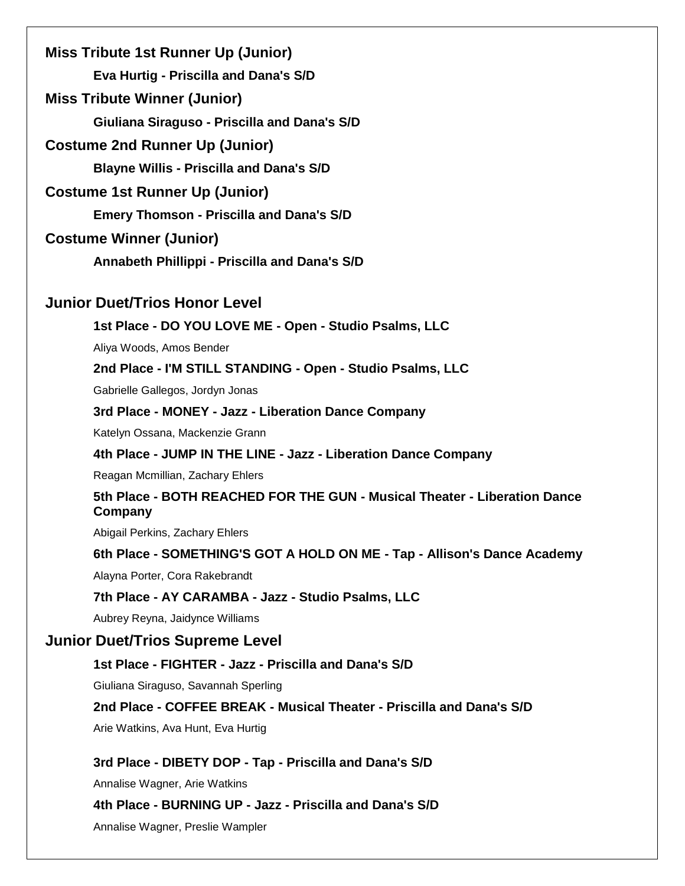## Miss Tribute 1st Runner Up (Junior)

**Eva Hurtig - Priscilla and Dana's S/D**

## Miss Tribute Winner (Junior)

**Giuliana Siraguso - Priscilla and Dana's S/D**

## Costume 2nd Runner Up (Junior)

**Blayne Willis - Priscilla and Dana's S/D**

## Costume 1st Runner Up (Junior)

**Emery Thomson - Priscilla and Dana's S/D**

## Costume Winner (Junior)

**Annabeth Phillippi - Priscilla and Dana's S/D**

## Junior Duet/Trios Honor Level

**1st Place - DO YOU LOVE ME - Open - Studio Psalms, LLC**

Aliya Woods, Amos Bender

**2nd Place - I'M STILL STANDING - Open - Studio Psalms, LLC**

Gabrielle Gallegos, Jordyn Jonas

**3rd Place - MONEY - Jazz - Liberation Dance Company**

Katelyn Ossana, Mackenzie Grann

**4th Place - JUMP IN THE LINE - Jazz - Liberation Dance Company**

Reagan Mcmillian, Zachary Ehlers

**5th Place - BOTH REACHED FOR THE GUN - Musical Theater - Liberation Dance Company**

Abigail Perkins, Zachary Ehlers

**6th Place - SOMETHING'S GOT A HOLD ON ME - Tap - Allison's Dance Academy**

Alayna Porter, Cora Rakebrandt

**7th Place - AY CARAMBA - Jazz - Studio Psalms, LLC**

Aubrey Reyna, Jaidynce Williams

## Junior Duet/Trios Supreme Level

**1st Place - FIGHTER - Jazz - Priscilla and Dana's S/D**

Giuliana Siraguso, Savannah Sperling

**2nd Place - COFFEE BREAK - Musical Theater - Priscilla and Dana's S/D**

Arie Watkins, Ava Hunt, Eva Hurtig

**3rd Place - DIBETY DOP - Tap - Priscilla and Dana's S/D**

Annalise Wagner, Arie Watkins

**4th Place - BURNING UP - Jazz - Priscilla and Dana's S/D**

Annalise Wagner, Preslie Wampler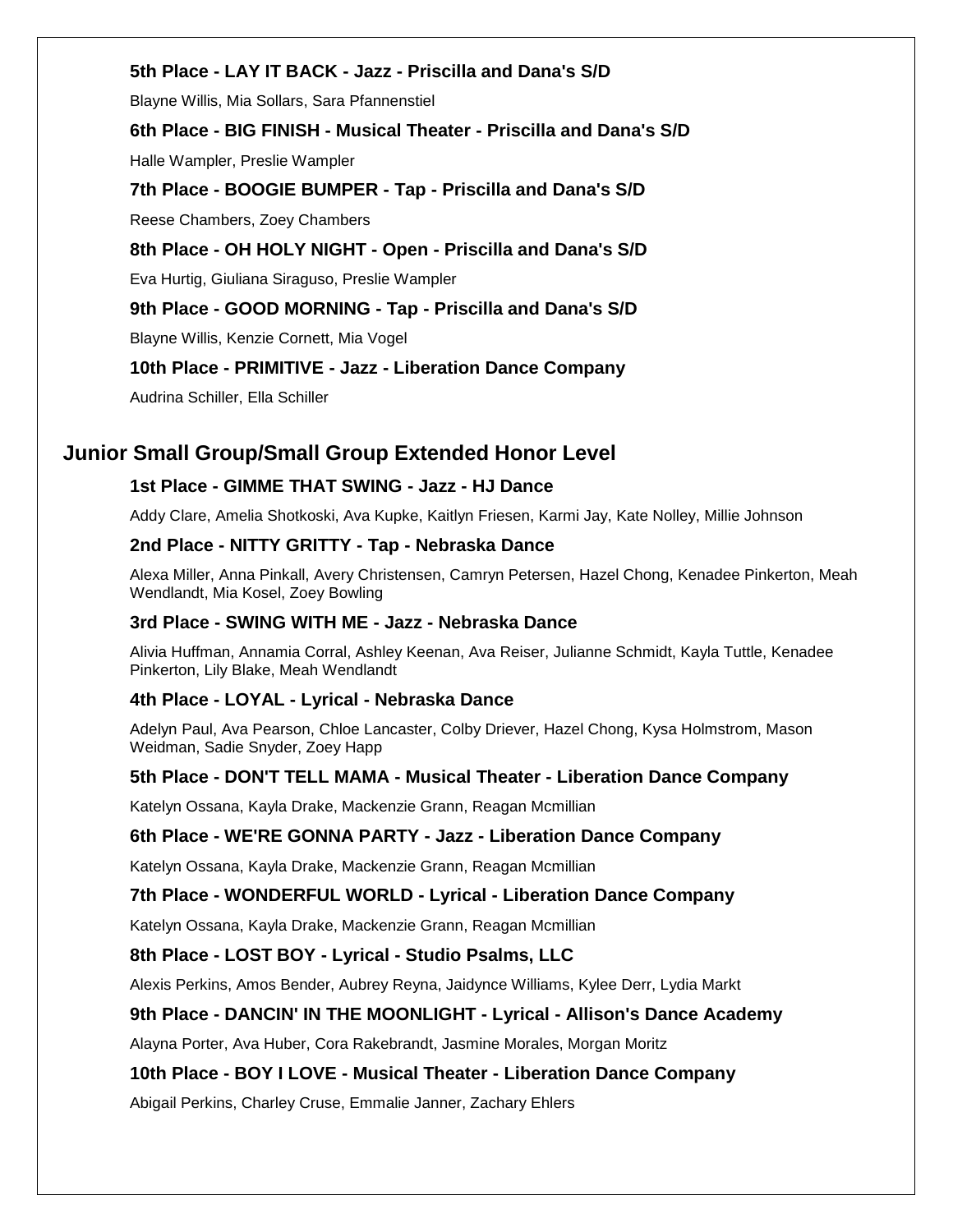**5th Place - LAY IT BACK - Jazz - Priscilla and Dana's S/D**

Blayne Willis, Mia Sollars, Sara Pfannenstiel

**6th Place - BIG FINISH - Musical Theater - Priscilla and Dana's S/D**

Halle Wampler, Preslie Wampler

**7th Place - BOOGIE BUMPER - Tap - Priscilla and Dana's S/D**

Reese Chambers, Zoey Chambers

**8th Place - OH HOLY NIGHT - Open - Priscilla and Dana's S/D**

Eva Hurtig, Giuliana Siraguso, Preslie Wampler

**9th Place - GOOD MORNING - Tap - Priscilla and Dana's S/D**

Blayne Willis, Kenzie Cornett, Mia Vogel

**10th Place - PRIMITIVE - Jazz - Liberation Dance Company**

Audrina Schiller, Ella Schiller

## Junior Small Group/Small Group Extended Honor Level

**1st Place - GIMME THAT SWING - Jazz - HJ Dance**

Addy Clare, Amelia Shotkoski, Ava Kupke, Kaitlyn Friesen, Karmi Jay, Kate Nolley, Millie Johnson

**2nd Place - NITTY GRITTY - Tap - Nebraska Dance**

Alexa Miller, Anna Pinkall, Avery Christensen, Camryn Petersen, Hazel Chong, Kenadee Pinkerton, Meah Wendlandt, Mia Kosel, Zoey Bowling

**3rd Place - SWING WITH ME - Jazz - Nebraska Dance**

Alivia Huffman, Annamia Corral, Ashley Keenan, Ava Reiser, Julianne Schmidt, Kayla Tuttle, Kenadee Pinkerton, Lily Blake, Meah Wendlandt

**4th Place - LOYAL - Lyrical - Nebraska Dance**

Adelyn Paul, Ava Pearson, Chloe Lancaster, Colby Driever, Hazel Chong, Kysa Holmstrom, Mason Weidman, Sadie Snyder, Zoey Happ

**5th Place - DON'T TELL MAMA - Musical Theater - Liberation Dance Company**

Katelyn Ossana, Kayla Drake, Mackenzie Grann, Reagan Mcmillian

**6th Place - WE'RE GONNA PARTY - Jazz - Liberation Dance Company**

Katelyn Ossana, Kayla Drake, Mackenzie Grann, Reagan Mcmillian

**7th Place - WONDERFUL WORLD - Lyrical - Liberation Dance Company**

Katelyn Ossana, Kayla Drake, Mackenzie Grann, Reagan Mcmillian

**8th Place - LOST BOY - Lyrical - Studio Psalms, LLC**

Alexis Perkins, Amos Bender, Aubrey Reyna, Jaidynce Williams, Kylee Derr, Lydia Markt

**9th Place - DANCIN' IN THE MOONLIGHT - Lyrical - Allison's Dance Academy**

Alayna Porter, Ava Huber, Cora Rakebrandt, Jasmine Morales, Morgan Moritz

**10th Place - BOY I LOVE - Musical Theater - Liberation Dance Company**

Abigail Perkins, Charley Cruse, Emmalie Janner, Zachary Ehlers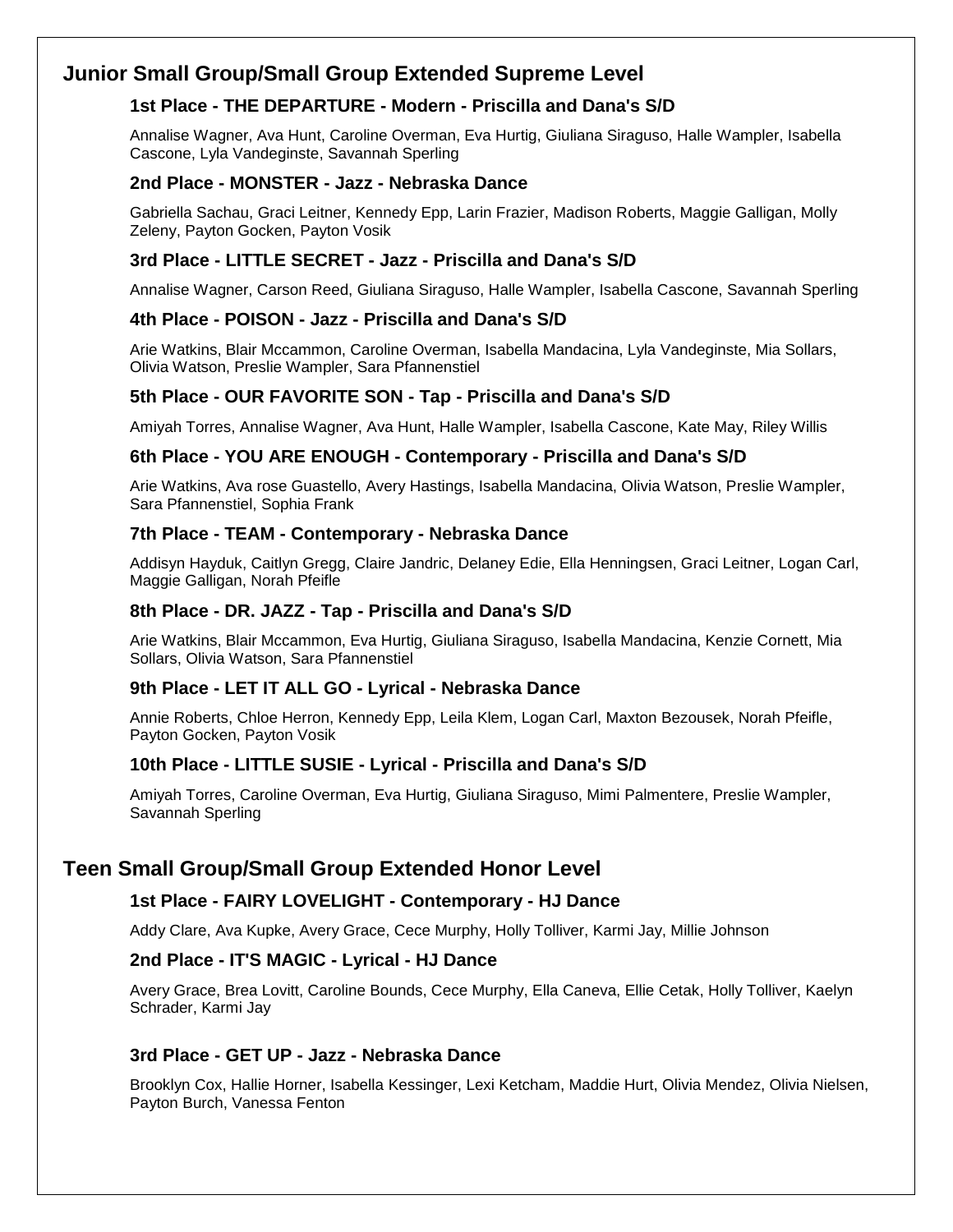## Junior Small Group/Small Group Extended Supreme Level

### 1st Place - THE DEPARTURE - Modern - Priscilla and Dana's S/D

Annalise Wagner, Ava Hunt, Caroline Overman, Eva Hurtig, Giuliana Siraguso, Halle Wampler, Isabella Cascone, Lyla Vandeginste, Savannah Sperling

### 2nd Place - MONSTER - Jazz - Nebraska Dance

Gabriella Sachau, Graci Leitner, Kennedy Epp, Larin Frazier, Madison Roberts, Maggie Galligan, Molly Zeleny, Payton Gocken, Payton Vosik

### 3rd Place - LITTLE SECRET - Jazz - Priscilla and Dana's S/D

Annalise Wagner, Carson Reed, Giuliana Siraguso, Halle Wampler, Isabella Cascone, Savannah Sperling

### 4th Place - POISON - Jazz - Priscilla and Dana's S/D

Arie Watkins, Blair Mccammon, Caroline Overman, Isabella Mandacina, Lyla Vandeginste, Mia Sollars, Olivia Watson, Preslie Wampler, Sara Pfannenstiel

### 5th Place - OUR FAVORITE SON - Tap - Priscilla and Dana's S/D

Amiyah Torres, Annalise Wagner, Ava Hunt, Halle Wampler, Isabella Cascone, Kate May, Riley Willis

### 6th Place - YOU ARE ENOUGH - Contemporary - Priscilla and Dana's S/D

Arie Watkins, Ava rose Guastello, Avery Hastings, Isabella Mandacina, Olivia Watson, Preslie Wampler, Sara Pfannenstiel, Sophia Frank

### 7th Place - TEAM - Contemporary - Nebraska Dance

Addisyn Hayduk, Caitlyn Gregg, Claire Jandric, Delaney Edie, Ella Henningsen, Graci Leitner, Logan Carl, Maggie Galligan, Norah Pfeifle

### 8th Place - DR. JAZZ - Tap - Priscilla and Dana's S/D

Arie Watkins, Blair Mccammon, Eva Hurtig, Giuliana Siraguso, Isabella Mandacina, Kenzie Cornett, Mia Sollars, Olivia Watson, Sara Pfannenstiel

### 9th Place - LET IT ALL GO - Lyrical - Nebraska Dance

Annie Roberts, Chloe Herron, Kennedy Epp, Leila Klem, Logan Carl, Maxton Bezousek, Norah Pfeifle, Payton Gocken, Payton Vosik

### 10th Place - LITTLE SUSIE - Lyrical - Priscilla and Dana's S/D

Amiyah Torres, Caroline Overman, Eva Hurtig, Giuliana Siraguso, Mimi Palmentere, Preslie Wampler, Savannah Sperling

## Teen Small Group/Small Group Extended Honor Level

### 1st Place - FAIRY LOVELIGHT - Contemporary - HJ Dance

Addy Clare, Ava Kupke, Avery Grace, Cece Murphy, Holly Tolliver, Karmi Jay, Millie Johnson

### 2nd Place - IT'S MAGIC - Lyrical - HJ Dance

Avery Grace, Brea Lovitt, Caroline Bounds, Cece Murphy, Ella Caneva, Ellie Cetak, Holly Tolliver, Kaelyn Schrader, Karmi Jay

### 3rd Place - GET UP - Jazz - Nebraska Dance

Brooklyn Cox, Hallie Horner, Isabella Kessinger, Lexi Ketcham, Maddie Hurt, Olivia Mendez, Olivia Nielsen, Payton Burch, Vanessa Fenton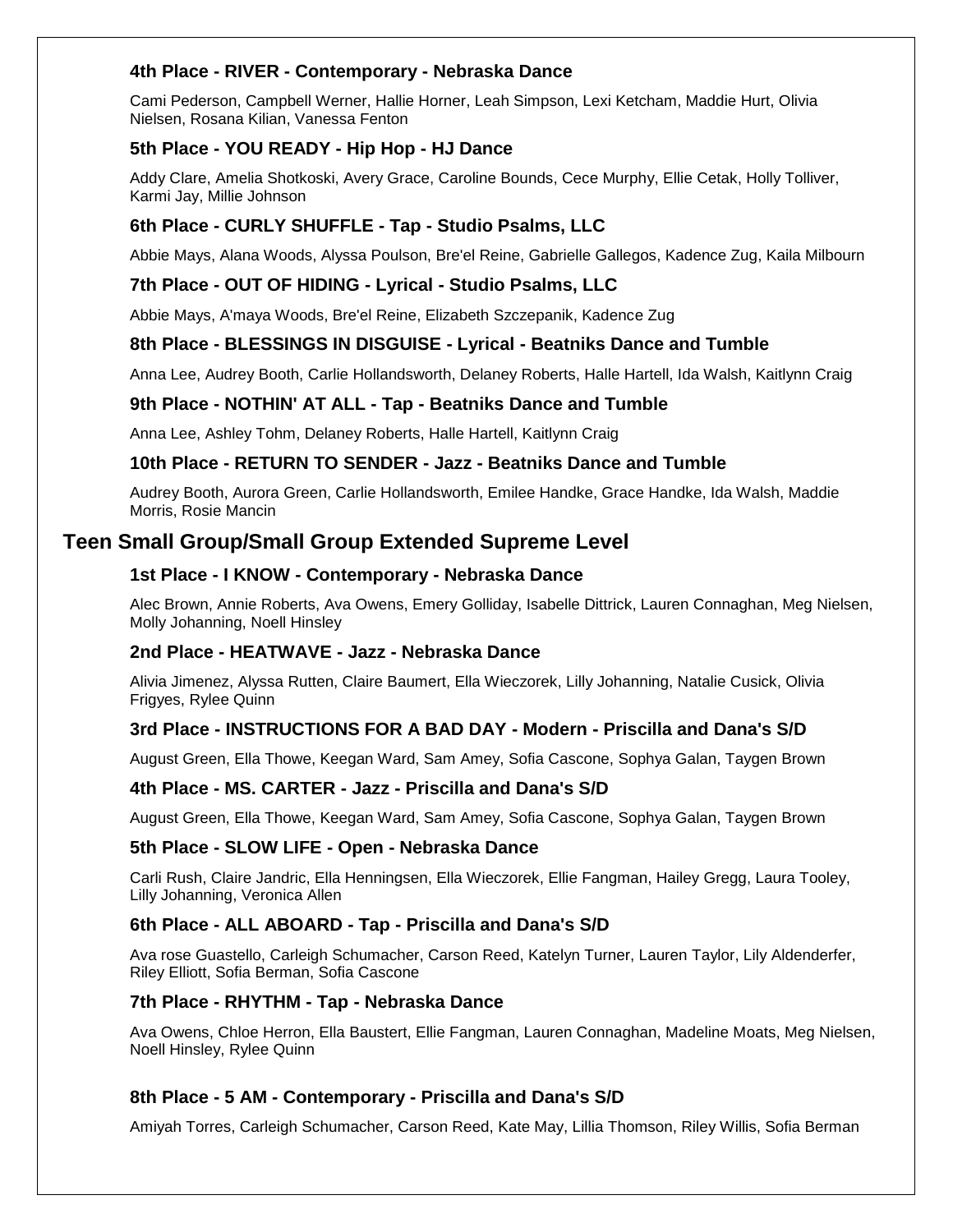### 4th Place - RIVER - Contemporary - Nebraska Dance

Cami Pederson, Campbell Werner, Hallie Horner, Leah Simpson, Lexi Ketcham, Maddie Hurt, Olivia Nielsen, Rosana Kilian, Vanessa Fenton

### 5th Place - YOU READY - Hip Hop - HJ Dance

Addy Clare, Amelia Shotkoski, Avery Grace, Caroline Bounds, Cece Murphy, Ellie Cetak, Holly Tolliver, Karmi Jay, Millie Johnson

### 6th Place - CURLY SHUFFLE - Tap - Studio Psalms, LLC

Abbie Mays, Alana Woods, Alyssa Poulson, Bre'el Reine, Gabrielle Gallegos, Kadence Zug, Kaila Milbourn

### 7th Place - OUT OF HIDING - Lyrical - Studio Psalms, LLC

Abbie Mays, A'maya Woods, Bre'el Reine, Elizabeth Szczepanik, Kadence Zug

### 8th Place - BLESSINGS IN DISGUISE - Lyrical - Beatniks Dance and Tumble

Anna Lee, Audrey Booth, Carlie Hollandsworth, Delaney Roberts, Halle Hartell, Ida Walsh, Kaitlynn Craig

### 9th Place - NOTHIN' AT ALL - Tap - Beatniks Dance and Tumble

Anna Lee, Ashley Tohm, Delaney Roberts, Halle Hartell, Kaitlynn Craig

### 10th Place - RETURN TO SENDER - Jazz - Beatniks Dance and Tumble

Audrey Booth, Aurora Green, Carlie Hollandsworth, Emilee Handke, Grace Handke, Ida Walsh, Maddie Morris, Rosie Mancin

## Teen Small Group/Small Group Extended Supreme Level

### 1st Place - I KNOW - Contemporary - Nebraska Dance

Alec Brown, Annie Roberts, Ava Owens, Emery Golliday, Isabelle Dittrick, Lauren Connaghan, Meg Nielsen, Molly Johanning, Noell Hinsley

### 2nd Place - HEATWAVE - Jazz - Nebraska Dance

Alivia Jimenez, Alyssa Rutten, Claire Baumert, Ella Wieczorek, Lilly Johanning, Natalie Cusick, Olivia Frigyes, Rylee Quinn

### 3rd Place - INSTRUCTIONS FOR A BAD DAY - Modern - Priscilla and Dana's S/D

August Green, Ella Thowe, Keegan Ward, Sam Amey, Sofia Cascone, Sophya Galan, Taygen Brown

### 4th Place - MS. CARTER - Jazz - Priscilla and Dana's S/D

August Green, Ella Thowe, Keegan Ward, Sam Amey, Sofia Cascone, Sophya Galan, Taygen Brown

### 5th Place - SLOW LIFE - Open - Nebraska Dance

Carli Rush, Claire Jandric, Ella Henningsen, Ella Wieczorek, Ellie Fangman, Hailey Gregg, Laura Tooley, Lilly Johanning, Veronica Allen

### 6th Place - ALL ABOARD - Tap - Priscilla and Dana's S/D

Ava rose Guastello, Carleigh Schumacher, Carson Reed, Katelyn Turner, Lauren Taylor, Lily Aldenderfer, Riley Elliott, Sofia Berman, Sofia Cascone

### 7th Place - RHYTHM - Tap - Nebraska Dance

Ava Owens, Chloe Herron, Ella Baustert, Ellie Fangman, Lauren Connaghan, Madeline Moats, Meg Nielsen, Noell Hinsley, Rylee Quinn

### 8th Place - 5 AM - Contemporary - Priscilla and Dana's S/D

Amiyah Torres, Carleigh Schumacher, Carson Reed, Kate May, Lillia Thomson, Riley Willis, Sofia Berman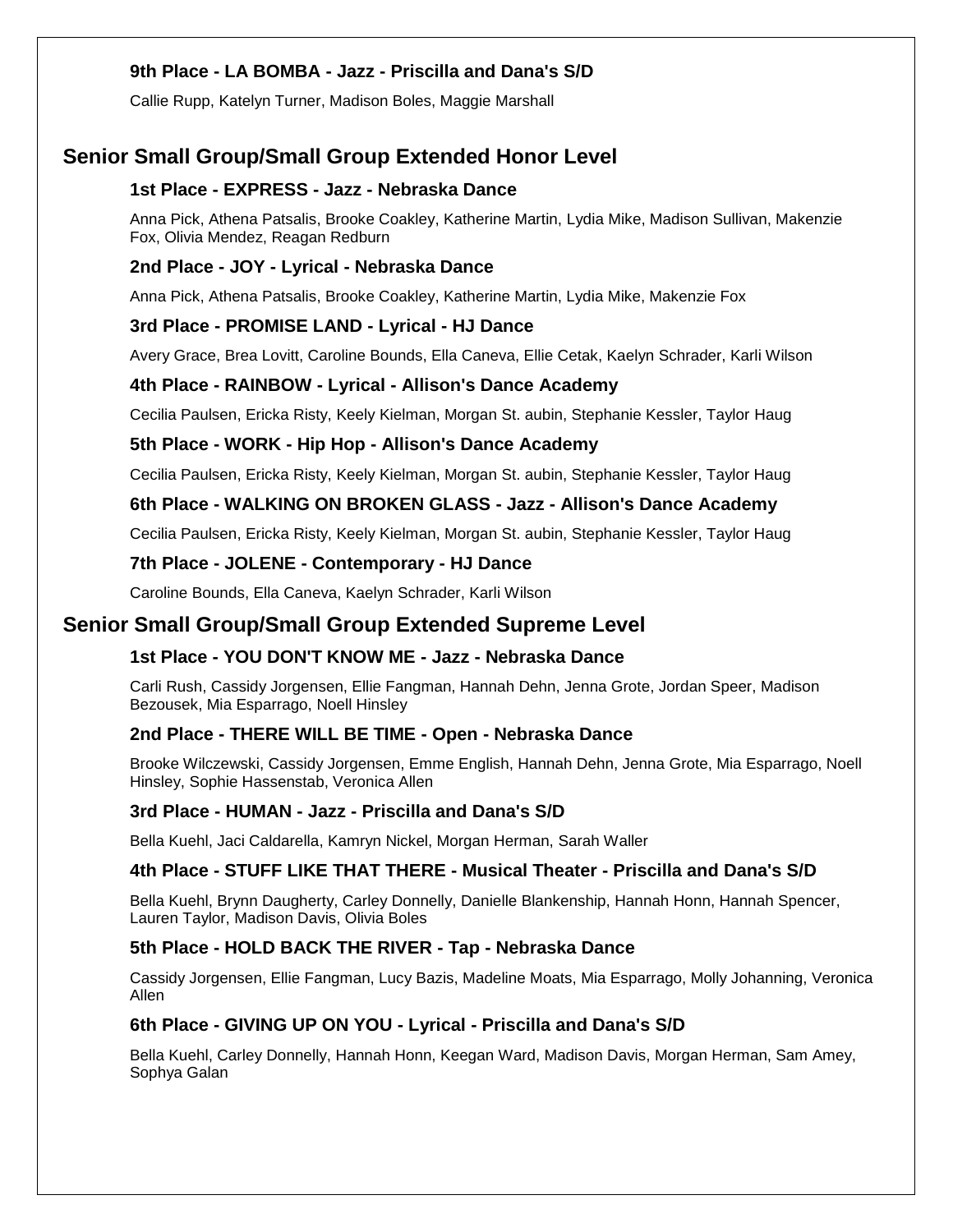### 9th Place - LA BOMBA - Jazz - Priscilla and Dana's S/D

Callie Rupp, Katelyn Turner, Madison Boles, Maggie Marshall

## Senior Small Group/Small Group Extended Honor Level

### 1st Place - EXPRESS - Jazz - Nebraska Dance

Anna Pick, Athena Patsalis, Brooke Coakley, Katherine Martin, Lydia Mike, Madison Sullivan, Makenzie Fox, Olivia Mendez, Reagan Redburn

### 2nd Place - JOY - Lyrical - Nebraska Dance

Anna Pick, Athena Patsalis, Brooke Coakley, Katherine Martin, Lydia Mike, Makenzie Fox

### 3rd Place - PROMISE LAND - Lyrical - HJ Dance

Avery Grace, Brea Lovitt, Caroline Bounds, Ella Caneva, Ellie Cetak, Kaelyn Schrader, Karli Wilson

### 4th Place - RAINBOW - Lyrical - Allison's Dance Academy

Cecilia Paulsen, Ericka Risty, Keely Kielman, Morgan St. aubin, Stephanie Kessler, Taylor Haug

### 5th Place - WORK - Hip Hop - Allison's Dance Academy

Cecilia Paulsen, Ericka Risty, Keely Kielman, Morgan St. aubin, Stephanie Kessler, Taylor Haug

### 6th Place - WALKING ON BROKEN GLASS - Jazz - Allison's Dance Academy

Cecilia Paulsen, Ericka Risty, Keely Kielman, Morgan St. aubin, Stephanie Kessler, Taylor Haug

### 7th Place - JOLENE - Contemporary - HJ Dance

Caroline Bounds, Ella Caneva, Kaelyn Schrader, Karli Wilson

## Senior Small Group/Small Group Extended Supreme Level

### 1st Place - YOU DON'T KNOW ME - Jazz - Nebraska Dance

Carli Rush, Cassidy Jorgensen, Ellie Fangman, Hannah Dehn, Jenna Grote, Jordan Speer, Madison Bezousek, Mia Esparrago, Noell Hinsley

### 2nd Place - THERE WILL BE TIME - Open - Nebraska Dance

Brooke Wilczewski, Cassidy Jorgensen, Emme English, Hannah Dehn, Jenna Grote, Mia Esparrago, Noell Hinsley, Sophie Hassenstab, Veronica Allen

### 3rd Place - HUMAN - Jazz - Priscilla and Dana's S/D

Bella Kuehl, Jaci Caldarella, Kamryn Nickel, Morgan Herman, Sarah Waller

### 4th Place - STUFF LIKE THAT THERE - Musical Theater - Priscilla and Dana's S/D

Bella Kuehl, Brynn Daugherty, Carley Donnelly, Danielle Blankenship, Hannah Honn, Hannah Spencer, Lauren Taylor, Madison Davis, Olivia Boles

### 5th Place - HOLD BACK THE RIVER - Tap - Nebraska Dance

Cassidy Jorgensen, Ellie Fangman, Lucy Bazis, Madeline Moats, Mia Esparrago, Molly Johanning, Veronica Allen

### 6th Place - GIVING UP ON YOU - Lyrical - Priscilla and Dana's S/D

Bella Kuehl, Carley Donnelly, Hannah Honn, Keegan Ward, Madison Davis, Morgan Herman, Sam Amey, Sophya Galan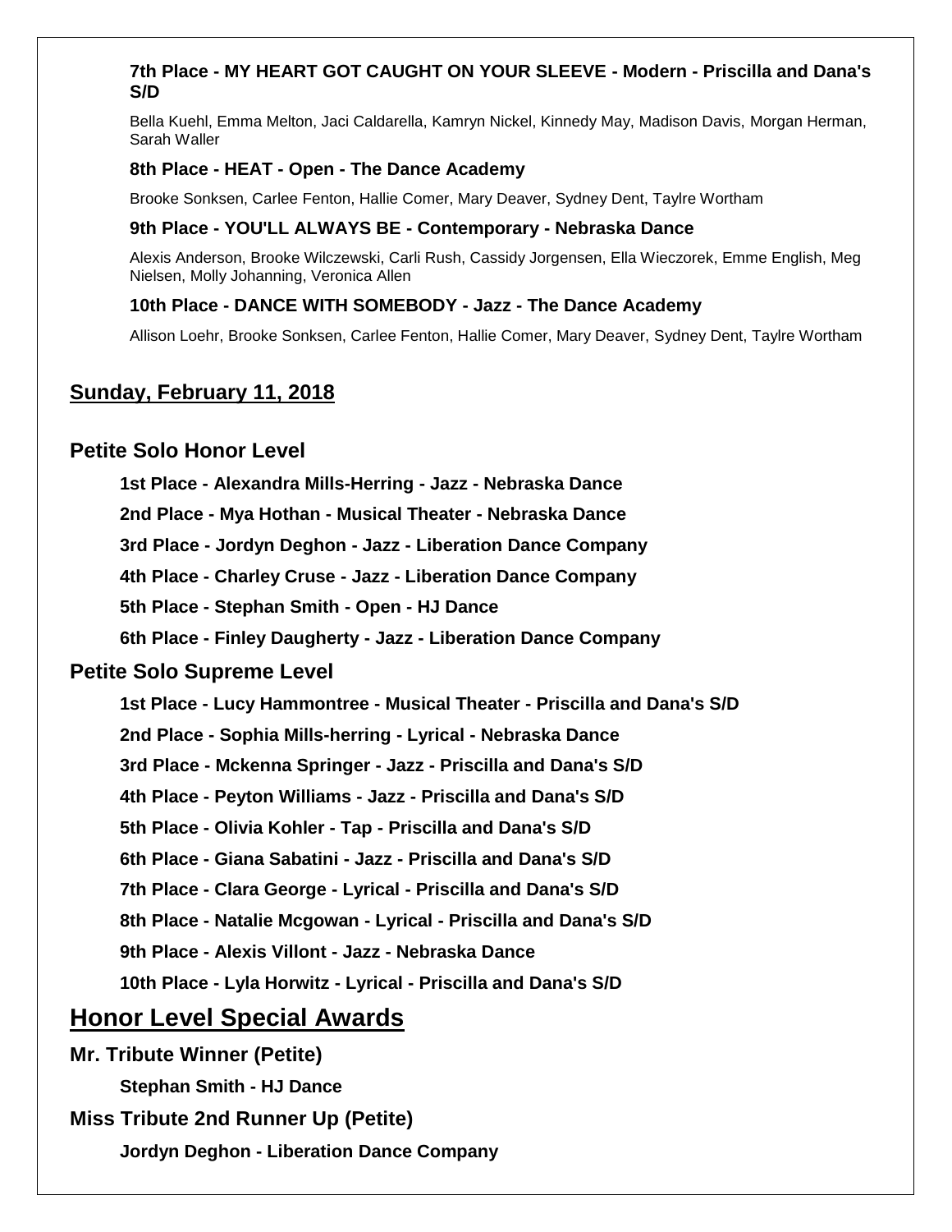**7th Place - MY HEART GOT CAUGHT ON YOUR SLEEVE - Modern - Priscilla and Dana's S/D**

Bella Kuehl, Emma Melton, Jaci Caldarella, Kamryn Nickel, Kinnedy May, Madison Davis, Morgan Herman, Sarah Waller

**8th Place - HEAT - Open - The Dance Academy**

Brooke Sonksen, Carlee Fenton, Hallie Comer, Mary Deaver, Sydney Dent, Taylre Wortham

**9th Place - YOU'LL ALWAYS BE - Contemporary - Nebraska Dance**

Alexis Anderson, Brooke Wilczewski, Carli Rush, Cassidy Jorgensen, Ella Wieczorek, Emme English, Meg Nielsen, Molly Johanning, Veronica Allen

**10th Place - DANCE WITH SOMEBODY - Jazz - The Dance Academy**

Allison Loehr, Brooke Sonksen, Carlee Fenton, Hallie Comer, Mary Deaver, Sydney Dent, Taylre Wortham

## Sunday, February 11, 2018

### Petite Solo Honor Level

**1st Place - Alexandra Mills-Herring - Jazz - Nebraska Dance**

**2nd Place - Mya Hothan - Musical Theater - Nebraska Dance**

**3rd Place - Jordyn Deghon - Jazz - Liberation Dance Company**

**4th Place - Charley Cruse - Jazz - Liberation Dance Company**

**5th Place - Stephan Smith - Open - HJ Dance**

**6th Place - Finley Daugherty - Jazz - Liberation Dance Company**

### Petite Solo Supreme Level

**1st Place - Lucy Hammontree - Musical Theater - Priscilla and Dana's S/D**

**2nd Place - Sophia Mills-herring - Lyrical - Nebraska Dance**

**3rd Place - Mckenna Springer - Jazz - Priscilla and Dana's S/D**

**4th Place - Peyton Williams - Jazz - Priscilla and Dana's S/D**

**5th Place - Olivia Kohler - Tap - Priscilla and Dana's S/D**

**6th Place - Giana Sabatini - Jazz - Priscilla and Dana's S/D**

**7th Place - Clara George - Lyrical - Priscilla and Dana's S/D**

**8th Place - Natalie Mcgowan - Lyrical - Priscilla and Dana's S/D**

**9th Place - Alexis Villont - Jazz - Nebraska Dance**

**10th Place - Lyla Horwitz - Lyrical - Priscilla and Dana's S/D**

## Honor Level Special Awards

### Mr. Tribute Winner (Petite)

**Stephan Smith - HJ Dance**

### Miss Tribute 2nd Runner Up (Petite)

**Jordyn Deghon - Liberation Dance Company**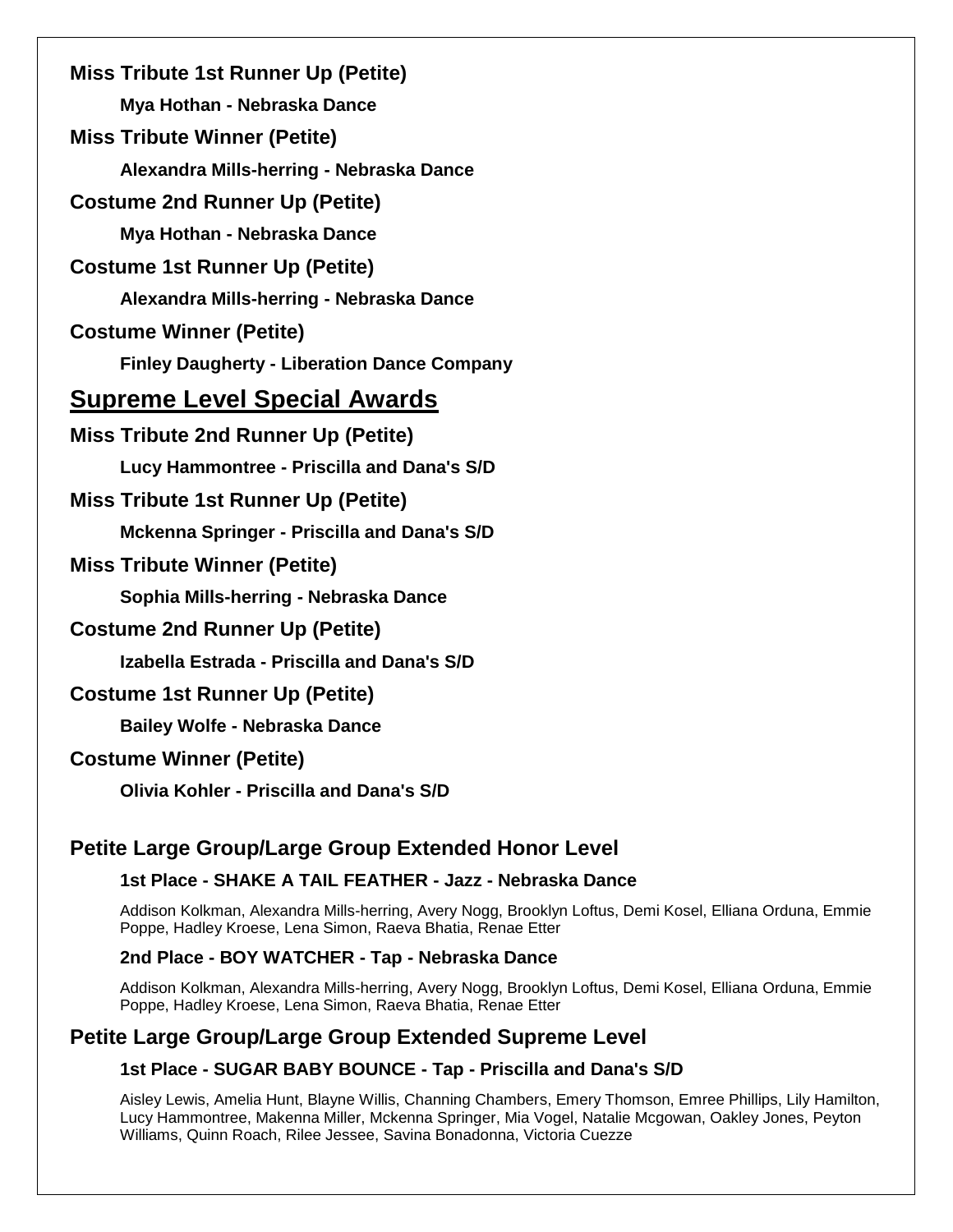**Miss Tribute 1st Runner Up (Petite)**

**Mya Hothan - Nebraska Dance**

**Miss Tribute Winner (Petite)**

**Alexandra Mills-herring - Nebraska Dance**

**Costume 2nd Runner Up (Petite)**

**Mya Hothan - Nebraska Dance**

**Costume 1st Runner Up (Petite)**

**Alexandra Mills-herring - Nebraska Dance**

**Costume Winner (Petite)**

**Finley Daugherty - Liberation Dance Company**

## Supreme Level Special Awards

**Miss Tribute 2nd Runner Up (Petite)**

**Lucy Hammontree - Priscilla and Dana's S/D**

**Miss Tribute 1st Runner Up (Petite)**

**Mckenna Springer - Priscilla and Dana's S/D**

**Miss Tribute Winner (Petite)**

**Sophia Mills-herring - Nebraska Dance**

**Costume 2nd Runner Up (Petite)**

**Izabella Estrada - Priscilla and Dana's S/D**

**Costume 1st Runner Up (Petite)**

**Bailey Wolfe - Nebraska Dance**

**Costume Winner (Petite)**

**Olivia Kohler - Priscilla and Dana's S/D**

### Petite Large Group/Large Group Extended Honor Level

**1st Place - SHAKE A TAIL FEATHER - Jazz - Nebraska Dance**

Addison Kolkman, Alexandra Mills-herring, Avery Nogg, Brooklyn Loftus, Demi Kosel, Elliana Orduna, Emmie Poppe, Hadley Kroese, Lena Simon, Raeva Bhatia, Renae Etter

**2nd Place - BOY WATCHER - Tap - Nebraska Dance**

Addison Kolkman, Alexandra Mills-herring, Avery Nogg, Brooklyn Loftus, Demi Kosel, Elliana Orduna, Emmie Poppe, Hadley Kroese, Lena Simon, Raeva Bhatia, Renae Etter

### Petite Large Group/Large Group Extended Supreme Level

**1st Place - SUGAR BABY BOUNCE - Tap - Priscilla and Dana's S/D**

Aisley Lewis, Amelia Hunt, Blayne Willis, Channing Chambers, Emery Thomson, Emree Phillips, Lily Hamilton, Lucy Hammontree, Makenna Miller, Mckenna Springer, Mia Vogel, Natalie Mcgowan, Oakley Jones, Peyton Williams, Quinn Roach, Rilee Jessee, Savina Bonadonna, Victoria Cuezze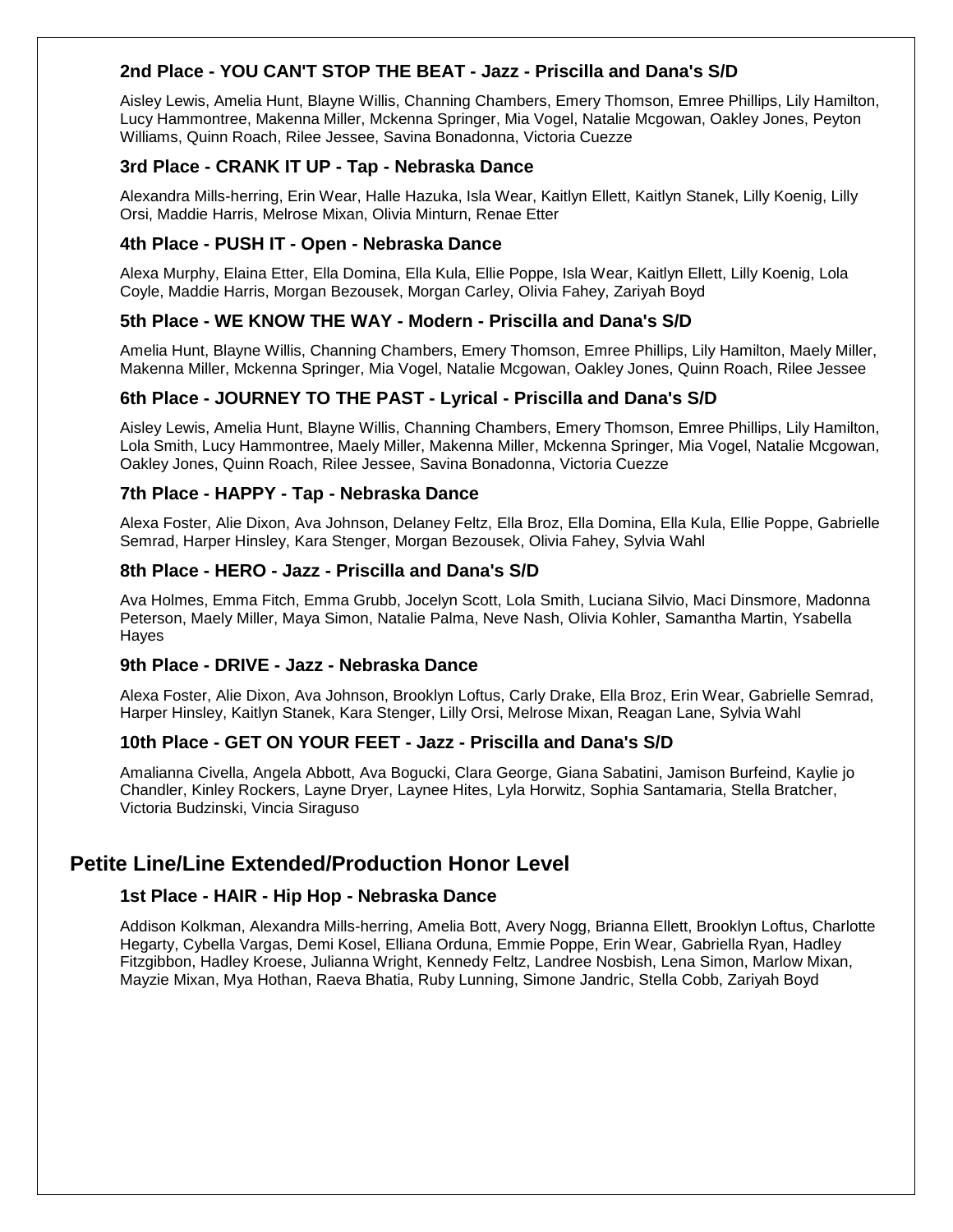### 2nd Place - YOU CAN'T STOP THE BEAT - Jazz - Priscilla and Dana's S/D

Aisley Lewis, Amelia Hunt, Blayne Willis, Channing Chambers, Emery Thomson, Emree Phillips, Lily Hamilton, Lucy Hammontree, Makenna Miller, Mckenna Springer, Mia Vogel, Natalie Mcgowan, Oakley Jones, Peyton Williams, Quinn Roach, Rilee Jessee, Savina Bonadonna, Victoria Cuezze

### 3rd Place - CRANK IT UP - Tap - Nebraska Dance

Alexandra Mills-herring, Erin Wear, Halle Hazuka, Isla Wear, Kaitlyn Ellett, Kaitlyn Stanek, Lilly Koenig, Lilly Orsi, Maddie Harris, Melrose Mixan, Olivia Minturn, Renae Etter

### 4th Place - PUSH IT - Open - Nebraska Dance

Alexa Murphy, Elaina Etter, Ella Domina, Ella Kula, Ellie Poppe, Isla Wear, Kaitlyn Ellett, Lilly Koenig, Lola Coyle, Maddie Harris, Morgan Bezousek, Morgan Carley, Olivia Fahey, Zariyah Boyd

### 5th Place - WE KNOW THE WAY - Modern - Priscilla and Dana's S/D

Amelia Hunt, Blayne Willis, Channing Chambers, Emery Thomson, Emree Phillips, Lily Hamilton, Maely Miller, Makenna Miller, Mckenna Springer, Mia Vogel, Natalie Mcgowan, Oakley Jones, Quinn Roach, Rilee Jessee

### 6th Place - JOURNEY TO THE PAST - Lyrical - Priscilla and Dana's S/D

Aisley Lewis, Amelia Hunt, Blayne Willis, Channing Chambers, Emery Thomson, Emree Phillips, Lily Hamilton, Lola Smith, Lucy Hammontree, Maely Miller, Makenna Miller, Mckenna Springer, Mia Vogel, Natalie Mcgowan, Oakley Jones, Quinn Roach, Rilee Jessee, Savina Bonadonna, Victoria Cuezze

### 7th Place - HAPPY - Tap - Nebraska Dance

Alexa Foster, Alie Dixon, Ava Johnson, Delaney Feltz, Ella Broz, Ella Domina, Ella Kula, Ellie Poppe, Gabrielle Semrad, Harper Hinsley, Kara Stenger, Morgan Bezousek, Olivia Fahey, Sylvia Wahl

### 8th Place - HERO - Jazz - Priscilla and Dana's S/D

Ava Holmes, Emma Fitch, Emma Grubb, Jocelyn Scott, Lola Smith, Luciana Silvio, Maci Dinsmore, Madonna Peterson, Maely Miller, Maya Simon, Natalie Palma, Neve Nash, Olivia Kohler, Samantha Martin, Ysabella Hayes

### 9th Place - DRIVE - Jazz - Nebraska Dance

Alexa Foster, Alie Dixon, Ava Johnson, Brooklyn Loftus, Carly Drake, Ella Broz, Erin Wear, Gabrielle Semrad, Harper Hinsley, Kaitlyn Stanek, Kara Stenger, Lilly Orsi, Melrose Mixan, Reagan Lane, Sylvia Wahl

### 10th Place - GET ON YOUR FEET - Jazz - Priscilla and Dana's S/D

Amalianna Civella, Angela Abbott, Ava Bogucki, Clara George, Giana Sabatini, Jamison Burfeind, Kaylie jo Chandler, Kinley Rockers, Layne Dryer, Laynee Hites, Lyla Horwitz, Sophia Santamaria, Stella Bratcher, Victoria Budzinski, Vincia Siraguso

## Petite Line/Line Extended/Production Honor Level

### 1st Place - HAIR - Hip Hop - Nebraska Dance

Addison Kolkman, Alexandra Mills-herring, Amelia Bott, Avery Nogg, Brianna Ellett, Brooklyn Loftus, Charlotte Hegarty, Cybella Vargas, Demi Kosel, Elliana Orduna, Emmie Poppe, Erin Wear, Gabriella Ryan, Hadley Fitzgibbon, Hadley Kroese, Julianna Wright, Kennedy Feltz, Landree Nosbish, Lena Simon, Marlow Mixan, Mayzie Mixan, Mya Hothan, Raeva Bhatia, Ruby Lunning, Simone Jandric, Stella Cobb, Zariyah Boyd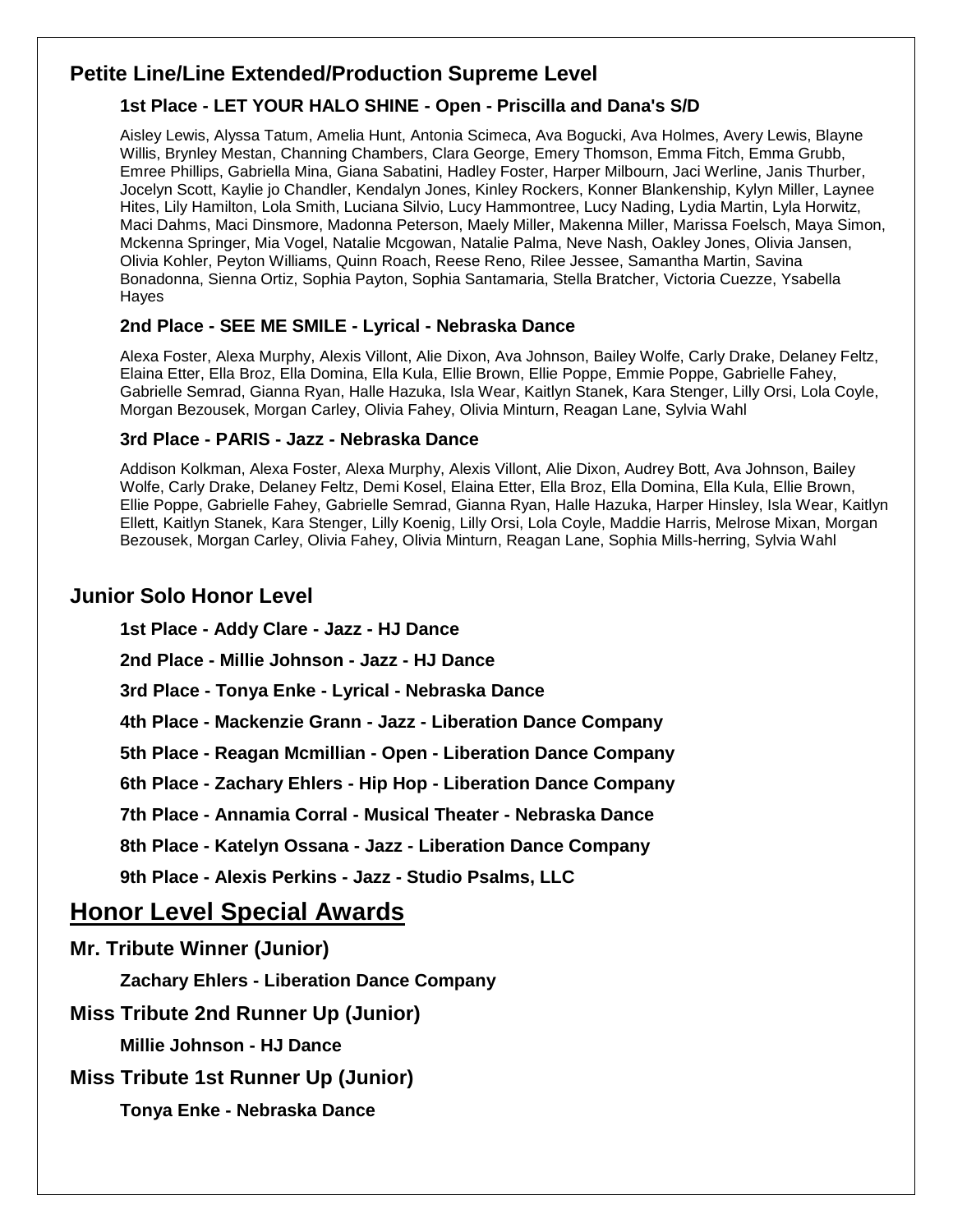## Petite Line/Line Extended/Production Supreme Level

### 1st Place - LET YOUR HALO SHINE - Open - Priscilla and Dana's S/D

Aisley Lewis, Alyssa Tatum, Amelia Hunt, Antonia Scimeca, Ava Bogucki, Ava Holmes, Avery Lewis, Blayne Willis, Brynley Mestan, Channing Chambers, Clara George, Emery Thomson, Emma Fitch, Emma Grubb, Emree Phillips, Gabriella Mina, Giana Sabatini, Hadley Foster, Harper Milbourn, Jaci Werline, Janis Thurber, Jocelyn Scott, Kaylie jo Chandler, Kendalyn Jones, Kinley Rockers, Konner Blankenship, Kylyn Miller, Laynee Hites, Lily Hamilton, Lola Smith, Luciana Silvio, Lucy Hammontree, Lucy Nading, Lydia Martin, Lyla Horwitz, Maci Dahms, Maci Dinsmore, Madonna Peterson, Maely Miller, Makenna Miller, Marissa Foelsch, Maya Simon, Mckenna Springer, Mia Vogel, Natalie Mcgowan, Natalie Palma, Neve Nash, Oakley Jones, Olivia Jansen, Olivia Kohler, Peyton Williams, Quinn Roach, Reese Reno, Rilee Jessee, Samantha Martin, Savina Bonadonna, Sienna Ortiz, Sophia Payton, Sophia Santamaria, Stella Bratcher, Victoria Cuezze, Ysabella Hayes

### 2nd Place - SEE ME SMILE - Lyrical - Nebraska Dance

Alexa Foster, Alexa Murphy, Alexis Villont, Alie Dixon, Ava Johnson, Bailey Wolfe, Carly Drake, Delaney Feltz, Elaina Etter, Ella Broz, Ella Domina, Ella Kula, Ellie Brown, Ellie Poppe, Emmie Poppe, Gabrielle Fahey, Gabrielle Semrad, Gianna Ryan, Halle Hazuka, Isla Wear, Kaitlyn Stanek, Kara Stenger, Lilly Orsi, Lola Coyle, Morgan Bezousek, Morgan Carley, Olivia Fahey, Olivia Minturn, Reagan Lane, Sylvia Wahl

### 3rd Place - PARIS - Jazz - Nebraska Dance

Addison Kolkman, Alexa Foster, Alexa Murphy, Alexis Villont, Alie Dixon, Audrey Bott, Ava Johnson, Bailey Wolfe, Carly Drake, Delaney Feltz, Demi Kosel, Elaina Etter, Ella Broz, Ella Domina, Ella Kula, Ellie Brown, Ellie Poppe, Gabrielle Fahey, Gabrielle Semrad, Gianna Ryan, Halle Hazuka, Harper Hinsley, Isla Wear, Kaitlyn Ellett, Kaitlyn Stanek, Kara Stenger, Lilly Koenig, Lilly Orsi, Lola Coyle, Maddie Harris, Melrose Mixan, Morgan Bezousek, Morgan Carley, Olivia Fahey, Olivia Minturn, Reagan Lane, Sophia Mills-herring, Sylvia Wahl

## Junior Solo Honor Level

**1st Place - Addy Clare - Jazz - HJ Dance**

**2nd Place - Millie Johnson - Jazz - HJ Dance**

**3rd Place - Tonya Enke - Lyrical - Nebraska Dance**

**4th Place - Mackenzie Grann - Jazz - Liberation Dance Company**

**5th Place - Reagan Mcmillian - Open - Liberation Dance Company**

**6th Place - Zachary Ehlers - Hip Hop - Liberation Dance Company**

**7th Place - Annamia Corral - Musical Theater - Nebraska Dance**

**8th Place - Katelyn Ossana - Jazz - Liberation Dance Company**

**9th Place - Alexis Perkins - Jazz - Studio Psalms, LLC**

# Honor Level Special Awards

## Mr. Tribute Winner (Junior)

**Zachary Ehlers - Liberation Dance Company**

## Miss Tribute 2nd Runner Up (Junior)

**Millie Johnson - HJ Dance**

## Miss Tribute 1st Runner Up (Junior)

**Tonya Enke - Nebraska Dance**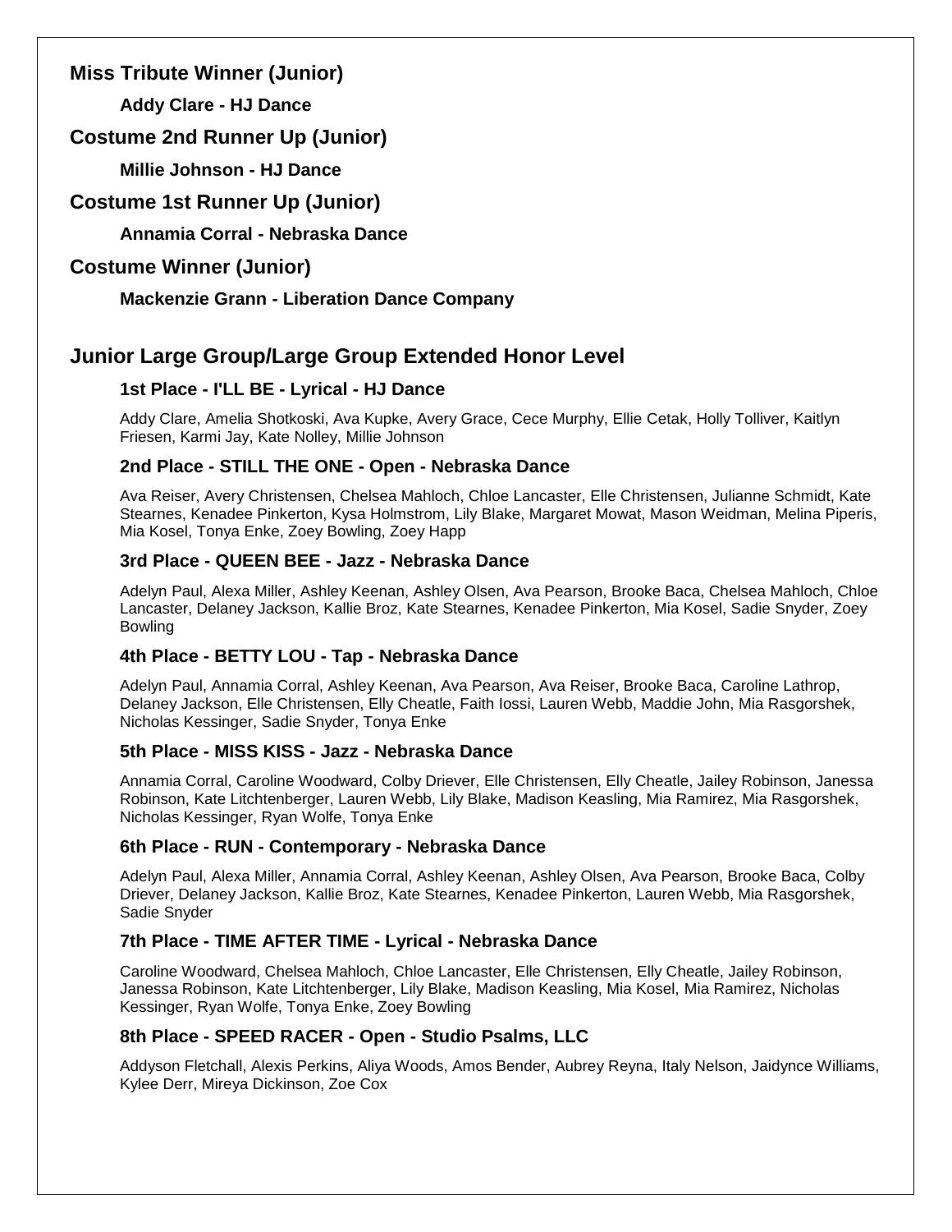## Miss Tribute Winner (Junior)

**Addy Clare - HJ Dance**

## Costume 2nd Runner Up (Junior)

**Millie Johnson - HJ Dance**

## Costume 1st Runner Up (Junior)

**Annamia Corral - Nebraska Dance**

## Costume Winner (Junior)

**Mackenzie Grann - Liberation Dance Company**

## Junior Large Group/Large Group Extended Honor Level

### 1st Place - I'LL BE - Lyrical - HJ Dance

Addy Clare, Amelia Shotkoski, Ava Kupke, Avery Grace, Cece Murphy, Ellie Cetak, Holly Tolliver, Kaitlyn Friesen, Karmi Jay, Kate Nolley, Millie Johnson

### 2nd Place - STILL THE ONE - Open - Nebraska Dance

Ava Reiser, Avery Christensen, Chelsea Mahloch, Chloe Lancaster, Elle Christensen, Julianne Schmidt, Kate Stearnes, Kenadee Pinkerton, Kysa Holmstrom, Lily Blake, Margaret Mowat, Mason Weidman, Melina Piperis, Mia Kosel, Tonya Enke, Zoey Bowling, Zoey Happ

### 3rd Place - QUEEN BEE - Jazz - Nebraska Dance

Adelyn Paul, Alexa Miller, Ashley Keenan, Ashley Olsen, Ava Pearson, Brooke Baca, Chelsea Mahloch, Chloe Lancaster, Delaney Jackson, Kallie Broz, Kate Stearnes, Kenadee Pinkerton, Mia Kosel, Sadie Snyder, Zoey Bowling

### 4th Place - BETTY LOU - Tap - Nebraska Dance

Adelyn Paul, Annamia Corral, Ashley Keenan, Ava Pearson, Ava Reiser, Brooke Baca, Caroline Lathrop, Delaney Jackson, Elle Christensen, Elly Cheatle, Faith Iossi, Lauren Webb, Maddie John, Mia Rasgorshek, Nicholas Kessinger, Sadie Snyder, Tonya Enke

### 5th Place - MISS KISS - Jazz - Nebraska Dance

Annamia Corral, Caroline Woodward, Colby Driever, Elle Christensen, Elly Cheatle, Jailey Robinson, Janessa Robinson, Kate Litchtenberger, Lauren Webb, Lily Blake, Madison Keasling, Mia Ramirez, Mia Rasgorshek, Nicholas Kessinger, Ryan Wolfe, Tonya Enke

### 6th Place - RUN - Contemporary - Nebraska Dance

Adelyn Paul, Alexa Miller, Annamia Corral, Ashley Keenan, Ashley Olsen, Ava Pearson, Brooke Baca, Colby Driever, Delaney Jackson, Kallie Broz, Kate Stearnes, Kenadee Pinkerton, Lauren Webb, Mia Rasgorshek, Sadie Snyder

### 7th Place - TIME AFTER TIME - Lyrical - Nebraska Dance

Caroline Woodward, Chelsea Mahloch, Chloe Lancaster, Elle Christensen, Elly Cheatle, Jailey Robinson, Janessa Robinson, Kate Litchtenberger, Lily Blake, Madison Keasling, Mia Kosel, Mia Ramirez, Nicholas Kessinger, Ryan Wolfe, Tonya Enke, Zoey Bowling

### 8th Place - SPEED RACER - Open - Studio Psalms, LLC

Addyson Fletchall, Alexis Perkins, Aliya Woods, Amos Bender, Aubrey Reyna, Italy Nelson, Jaidynce Williams, Kylee Derr, Mireya Dickinson, Zoe Cox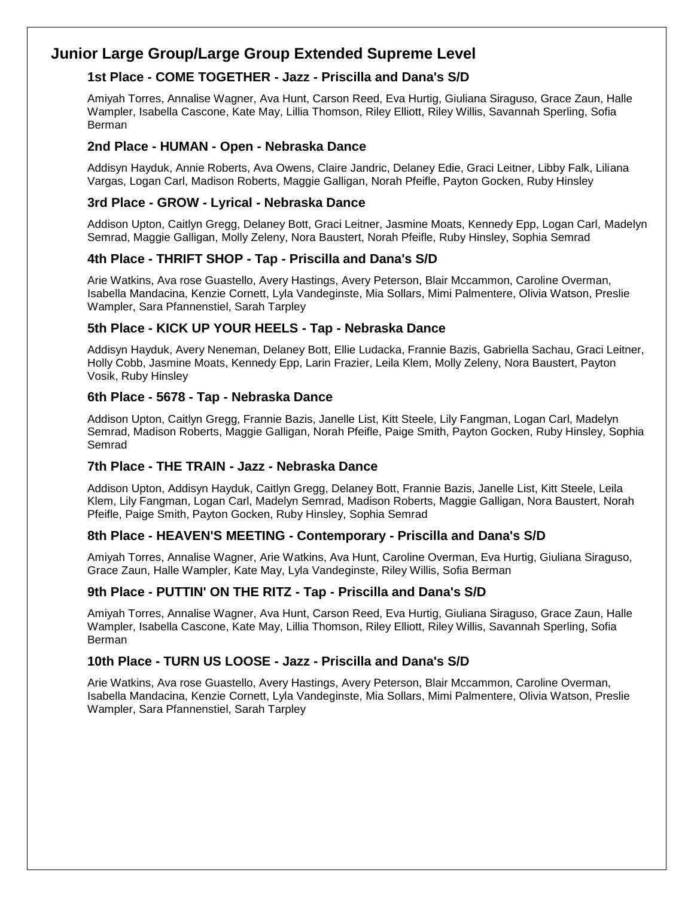## Junior Large Group/Large Group Extended Supreme Level

### 1st Place - COME TOGETHER - Jazz - Priscilla and Dana's S/D

Amiyah Torres, Annalise Wagner, Ava Hunt, Carson Reed, Eva Hurtig, Giuliana Siraguso, Grace Zaun, Halle Wampler, Isabella Cascone, Kate May, Lillia Thomson, Riley Elliott, Riley Willis, Savannah Sperling, Sofia Berman

### 2nd Place - HUMAN - Open - Nebraska Dance

Addisyn Hayduk, Annie Roberts, Ava Owens, Claire Jandric, Delaney Edie, Graci Leitner, Libby Falk, Liliana Vargas, Logan Carl, Madison Roberts, Maggie Galligan, Norah Pfeifle, Payton Gocken, Ruby Hinsley

### 3rd Place - GROW - Lyrical - Nebraska Dance

Addison Upton, Caitlyn Gregg, Delaney Bott, Graci Leitner, Jasmine Moats, Kennedy Epp, Logan Carl, Madelyn Semrad, Maggie Galligan, Molly Zeleny, Nora Baustert, Norah Pfeifle, Ruby Hinsley, Sophia Semrad

### 4th Place - THRIFT SHOP - Tap - Priscilla and Dana's S/D

Arie Watkins, Ava rose Guastello, Avery Hastings, Avery Peterson, Blair Mccammon, Caroline Overman, Isabella Mandacina, Kenzie Cornett, Lyla Vandeginste, Mia Sollars, Mimi Palmentere, Olivia Watson, Preslie Wampler, Sara Pfannenstiel, Sarah Tarpley

### 5th Place - KICK UP YOUR HEELS - Tap - Nebraska Dance

Addisyn Hayduk, Avery Neneman, Delaney Bott, Ellie Ludacka, Frannie Bazis, Gabriella Sachau, Graci Leitner, Holly Cobb, Jasmine Moats, Kennedy Epp, Larin Frazier, Leila Klem, Molly Zeleny, Nora Baustert, Payton Vosik, Ruby Hinsley

### 6th Place - 5678 - Tap - Nebraska Dance

Addison Upton, Caitlyn Gregg, Frannie Bazis, Janelle List, Kitt Steele, Lily Fangman, Logan Carl, Madelyn Semrad, Madison Roberts, Maggie Galligan, Norah Pfeifle, Paige Smith, Payton Gocken, Ruby Hinsley, Sophia Semrad

### 7th Place - THE TRAIN - Jazz - Nebraska Dance

Addison Upton, Addisyn Hayduk, Caitlyn Gregg, Delaney Bott, Frannie Bazis, Janelle List, Kitt Steele, Leila Klem, Lily Fangman, Logan Carl, Madelyn Semrad, Madison Roberts, Maggie Galligan, Nora Baustert, Norah Pfeifle, Paige Smith, Payton Gocken, Ruby Hinsley, Sophia Semrad

### 8th Place - HEAVEN'S MEETING - Contemporary - Priscilla and Dana's S/D

Amiyah Torres, Annalise Wagner, Arie Watkins, Ava Hunt, Caroline Overman, Eva Hurtig, Giuliana Siraguso, Grace Zaun, Halle Wampler, Kate May, Lyla Vandeginste, Riley Willis, Sofia Berman

### 9th Place - PUTTIN' ON THE RITZ - Tap - Priscilla and Dana's S/D

Amiyah Torres, Annalise Wagner, Ava Hunt, Carson Reed, Eva Hurtig, Giuliana Siraguso, Grace Zaun, Halle Wampler, Isabella Cascone, Kate May, Lillia Thomson, Riley Elliott, Riley Willis, Savannah Sperling, Sofia Berman

### 10th Place - TURN US LOOSE - Jazz - Priscilla and Dana's S/D

Arie Watkins, Ava rose Guastello, Avery Hastings, Avery Peterson, Blair Mccammon, Caroline Overman, Isabella Mandacina, Kenzie Cornett, Lyla Vandeginste, Mia Sollars, Mimi Palmentere, Olivia Watson, Preslie Wampler, Sara Pfannenstiel, Sarah Tarpley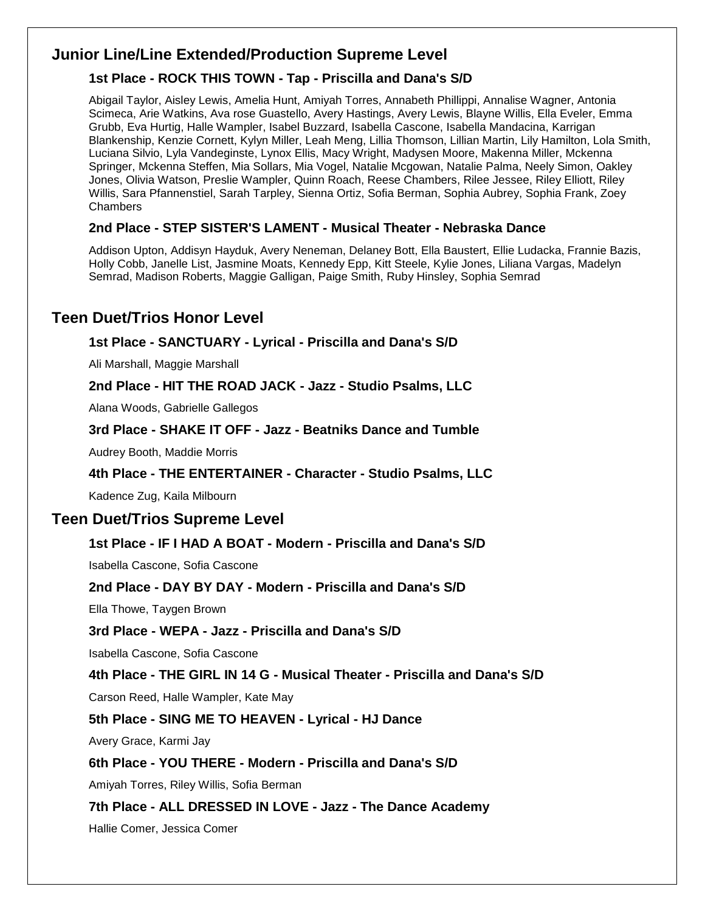## Junior Line/Line Extended/Production Supreme Level

### 1st Place - ROCK THIS TOWN - Tap - Priscilla and Dana's S/D

Abigail Taylor, Aisley Lewis, Amelia Hunt, Amiyah Torres, Annabeth Phillippi, Annalise Wagner, Antonia Scimeca, Arie Watkins, Ava rose Guastello, Avery Hastings, Avery Lewis, Blayne Willis, Ella Eveler, Emma Grubb, Eva Hurtig, Halle Wampler, Isabel Buzzard, Isabella Cascone, Isabella Mandacina, Karrigan Blankenship, Kenzie Cornett, Kylyn Miller, Leah Meng, Lillia Thomson, Lillian Martin, Lily Hamilton, Lola Smith, Luciana Silvio, Lyla Vandeginste, Lynox Ellis, Macy Wright, Madysen Moore, Makenna Miller, Mckenna Springer, Mckenna Steffen, Mia Sollars, Mia Vogel, Natalie Mcgowan, Natalie Palma, Neely Simon, Oakley Jones, Olivia Watson, Preslie Wampler, Quinn Roach, Reese Chambers, Rilee Jessee, Riley Elliott, Riley Willis, Sara Pfannenstiel, Sarah Tarpley, Sienna Ortiz, Sofia Berman, Sophia Aubrey, Sophia Frank, Zoey Chambers

### 2nd Place - STEP SISTER'S LAMENT - Musical Theater - Nebraska Dance

Addison Upton, Addisyn Hayduk, Avery Neneman, Delaney Bott, Ella Baustert, Ellie Ludacka, Frannie Bazis, Holly Cobb, Janelle List, Jasmine Moats, Kennedy Epp, Kitt Steele, Kylie Jones, Liliana Vargas, Madelyn Semrad, Madison Roberts, Maggie Galligan, Paige Smith, Ruby Hinsley, Sophia Semrad

## Teen Duet/Trios Honor Level

### 1st Place - SANCTUARY - Lyrical - Priscilla and Dana's S/D

Ali Marshall, Maggie Marshall

### 2nd Place - HIT THE ROAD JACK - Jazz - Studio Psalms, LLC

Alana Woods, Gabrielle Gallegos

### 3rd Place - SHAKE IT OFF - Jazz - Beatniks Dance and Tumble

Audrey Booth, Maddie Morris

### 4th Place - THE ENTERTAINER - Character - Studio Psalms, LLC

Kadence Zug, Kaila Milbourn

## Teen Duet/Trios Supreme Level

### 1st Place - IF I HAD A BOAT - Modern - Priscilla and Dana's S/D

Isabella Cascone, Sofia Cascone

### 2nd Place - DAY BY DAY - Modern - Priscilla and Dana's S/D

Ella Thowe, Taygen Brown

### 3rd Place - WEPA - Jazz - Priscilla and Dana's S/D

Isabella Cascone, Sofia Cascone

### 4th Place - THE GIRL IN 14 G - Musical Theater - Priscilla and Dana's S/D

Carson Reed, Halle Wampler, Kate May

### 5th Place - SING ME TO HEAVEN - Lyrical - HJ Dance

Avery Grace, Karmi Jay

### 6th Place - YOU THERE - Modern - Priscilla and Dana's S/D

Amiyah Torres, Riley Willis, Sofia Berman

### 7th Place - ALL DRESSED IN LOVE - Jazz - The Dance Academy

Hallie Comer, Jessica Comer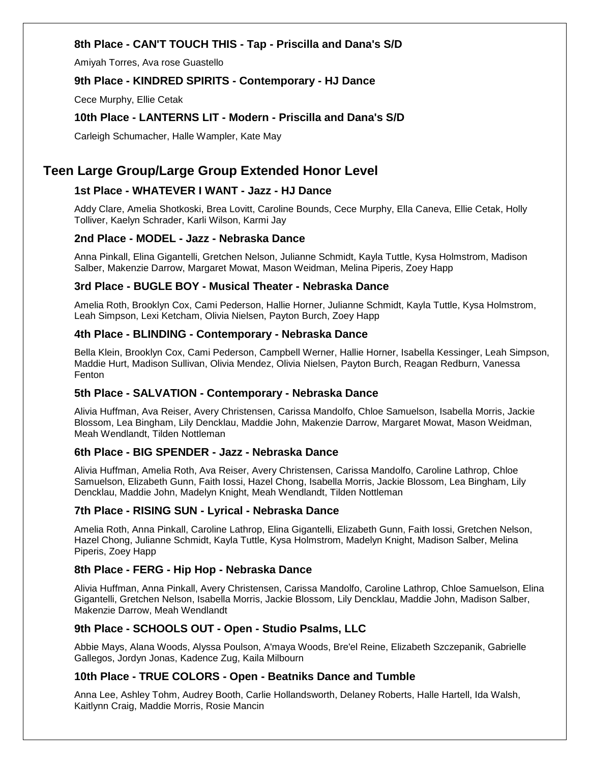### 8th Place - CAN'T TOUCH THIS - Tap - Priscilla and Dana's S/D

Amiyah Torres, Ava rose Guastello

### 9th Place - KINDRED SPIRITS - Contemporary - HJ Dance

Cece Murphy, Ellie Cetak

### 10th Place - LANTERNS LIT - Modern - Priscilla and Dana's S/D

Carleigh Schumacher, Halle Wampler, Kate May

## Teen Large Group/Large Group Extended Honor Level

### 1st Place - WHATEVER I WANT - Jazz - HJ Dance

Addy Clare, Amelia Shotkoski, Brea Lovitt, Caroline Bounds, Cece Murphy, Ella Caneva, Ellie Cetak, Holly Tolliver, Kaelyn Schrader, Karli Wilson, Karmi Jay

### 2nd Place - MODEL - Jazz - Nebraska Dance

Anna Pinkall, Elina Gigantelli, Gretchen Nelson, Julianne Schmidt, Kayla Tuttle, Kysa Holmstrom, Madison Salber, Makenzie Darrow, Margaret Mowat, Mason Weidman, Melina Piperis, Zoey Happ

### 3rd Place - BUGLE BOY - Musical Theater - Nebraska Dance

Amelia Roth, Brooklyn Cox, Cami Pederson, Hallie Horner, Julianne Schmidt, Kayla Tuttle, Kysa Holmstrom, Leah Simpson, Lexi Ketcham, Olivia Nielsen, Payton Burch, Zoey Happ

### 4th Place - BLINDING - Contemporary - Nebraska Dance

Bella Klein, Brooklyn Cox, Cami Pederson, Campbell Werner, Hallie Horner, Isabella Kessinger, Leah Simpson, Maddie Hurt, Madison Sullivan, Olivia Mendez, Olivia Nielsen, Payton Burch, Reagan Redburn, Vanessa Fenton

### 5th Place - SALVATION - Contemporary - Nebraska Dance

Alivia Huffman, Ava Reiser, Avery Christensen, Carissa Mandolfo, Chloe Samuelson, Isabella Morris, Jackie Blossom, Lea Bingham, Lily Dencklau, Maddie John, Makenzie Darrow, Margaret Mowat, Mason Weidman, Meah Wendlandt, Tilden Nottleman

### 6th Place - BIG SPENDER - Jazz - Nebraska Dance

Alivia Huffman, Amelia Roth, Ava Reiser, Avery Christensen, Carissa Mandolfo, Caroline Lathrop, Chloe Samuelson, Elizabeth Gunn, Faith Iossi, Hazel Chong, Isabella Morris, Jackie Blossom, Lea Bingham, Lily Dencklau, Maddie John, Madelyn Knight, Meah Wendlandt, Tilden Nottleman

### 7th Place - RISING SUN - Lyrical - Nebraska Dance

Amelia Roth, Anna Pinkall, Caroline Lathrop, Elina Gigantelli, Elizabeth Gunn, Faith Iossi, Gretchen Nelson, Hazel Chong, Julianne Schmidt, Kayla Tuttle, Kysa Holmstrom, Madelyn Knight, Madison Salber, Melina Piperis, Zoey Happ

### 8th Place - FERG - Hip Hop - Nebraska Dance

Alivia Huffman, Anna Pinkall, Avery Christensen, Carissa Mandolfo, Caroline Lathrop, Chloe Samuelson, Elina Gigantelli, Gretchen Nelson, Isabella Morris, Jackie Blossom, Lily Dencklau, Maddie John, Madison Salber, Makenzie Darrow, Meah Wendlandt

### 9th Place - SCHOOLS OUT - Open - Studio Psalms, LLC

Abbie Mays, Alana Woods, Alyssa Poulson, A'maya Woods, Bre'el Reine, Elizabeth Szczepanik, Gabrielle Gallegos, Jordyn Jonas, Kadence Zug, Kaila Milbourn

### 10th Place - TRUE COLORS - Open - Beatniks Dance and Tumble

Anna Lee, Ashley Tohm, Audrey Booth, Carlie Hollandsworth, Delaney Roberts, Halle Hartell, Ida Walsh, Kaitlynn Craig, Maddie Morris, Rosie Mancin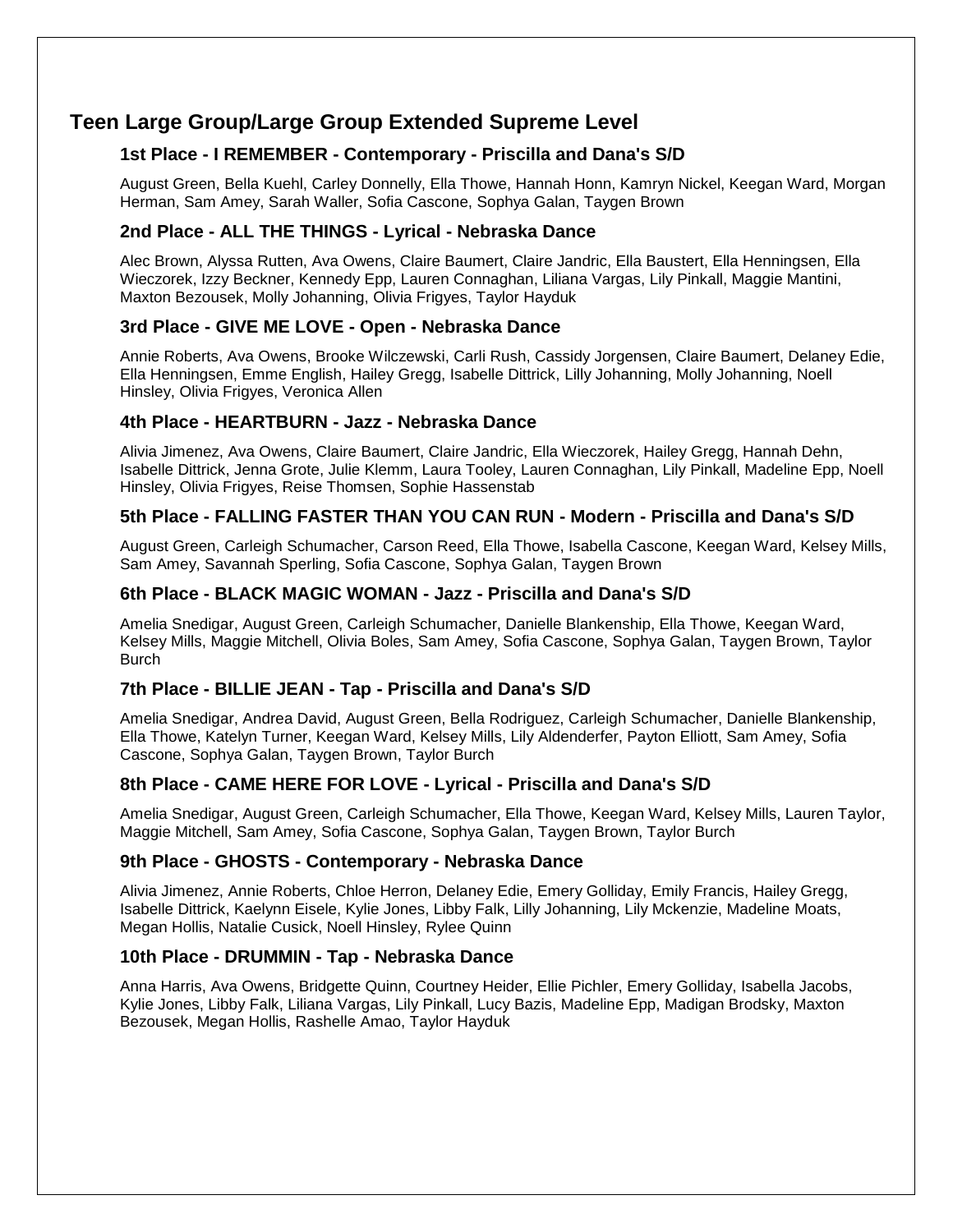## Teen Large Group/Large Group Extended Supreme Level

### 1st Place - I REMEMBER - Contemporary - Priscilla and Dana's S/D

August Green, Bella Kuehl, Carley Donnelly, Ella Thowe, Hannah Honn, Kamryn Nickel, Keegan Ward, Morgan Herman, Sam Amey, Sarah Waller, Sofia Cascone, Sophya Galan, Taygen Brown

### 2nd Place - ALL THE THINGS - Lyrical - Nebraska Dance

Alec Brown, Alyssa Rutten, Ava Owens, Claire Baumert, Claire Jandric, Ella Baustert, Ella Henningsen, Ella Wieczorek, Izzy Beckner, Kennedy Epp, Lauren Connaghan, Liliana Vargas, Lily Pinkall, Maggie Mantini, Maxton Bezousek, Molly Johanning, Olivia Frigyes, Taylor Hayduk

### 3rd Place - GIVE ME LOVE - Open - Nebraska Dance

Annie Roberts, Ava Owens, Brooke Wilczewski, Carli Rush, Cassidy Jorgensen, Claire Baumert, Delaney Edie, Ella Henningsen, Emme English, Hailey Gregg, Isabelle Dittrick, Lilly Johanning, Molly Johanning, Noell Hinsley, Olivia Frigyes, Veronica Allen

### 4th Place - HEARTBURN - Jazz - Nebraska Dance

Alivia Jimenez, Ava Owens, Claire Baumert, Claire Jandric, Ella Wieczorek, Hailey Gregg, Hannah Dehn, Isabelle Dittrick, Jenna Grote, Julie Klemm, Laura Tooley, Lauren Connaghan, Lily Pinkall, Madeline Epp, Noell Hinsley, Olivia Frigyes, Reise Thomsen, Sophie Hassenstab

### 5th Place - FALLING FASTER THAN YOU CAN RUN - Modern - Priscilla and Dana's S/D

August Green, Carleigh Schumacher, Carson Reed, Ella Thowe, Isabella Cascone, Keegan Ward, Kelsey Mills, Sam Amey, Savannah Sperling, Sofia Cascone, Sophya Galan, Taygen Brown

### 6th Place - BLACK MAGIC WOMAN - Jazz - Priscilla and Dana's S/D

Amelia Snedigar, August Green, Carleigh Schumacher, Danielle Blankenship, Ella Thowe, Keegan Ward, Kelsey Mills, Maggie Mitchell, Olivia Boles, Sam Amey, Sofia Cascone, Sophya Galan, Taygen Brown, Taylor Burch

### 7th Place - BILLIE JEAN - Tap - Priscilla and Dana's S/D

Amelia Snedigar, Andrea David, August Green, Bella Rodriguez, Carleigh Schumacher, Danielle Blankenship, Ella Thowe, Katelyn Turner, Keegan Ward, Kelsey Mills, Lily Aldenderfer, Payton Elliott, Sam Amey, Sofia Cascone, Sophya Galan, Taygen Brown, Taylor Burch

### 8th Place - CAME HERE FOR LOVE - Lyrical - Priscilla and Dana's S/D

Amelia Snedigar, August Green, Carleigh Schumacher, Ella Thowe, Keegan Ward, Kelsey Mills, Lauren Taylor, Maggie Mitchell, Sam Amey, Sofia Cascone, Sophya Galan, Taygen Brown, Taylor Burch

### 9th Place - GHOSTS - Contemporary - Nebraska Dance

Alivia Jimenez, Annie Roberts, Chloe Herron, Delaney Edie, Emery Golliday, Emily Francis, Hailey Gregg, Isabelle Dittrick, Kaelynn Eisele, Kylie Jones, Libby Falk, Lilly Johanning, Lily Mckenzie, Madeline Moats, Megan Hollis, Natalie Cusick, Noell Hinsley, Rylee Quinn

### 10th Place - DRUMMIN - Tap - Nebraska Dance

Anna Harris, Ava Owens, Bridgette Quinn, Courtney Heider, Ellie Pichler, Emery Golliday, Isabella Jacobs, Kylie Jones, Libby Falk, Liliana Vargas, Lily Pinkall, Lucy Bazis, Madeline Epp, Madigan Brodsky, Maxton Bezousek, Megan Hollis, Rashelle Amao, Taylor Hayduk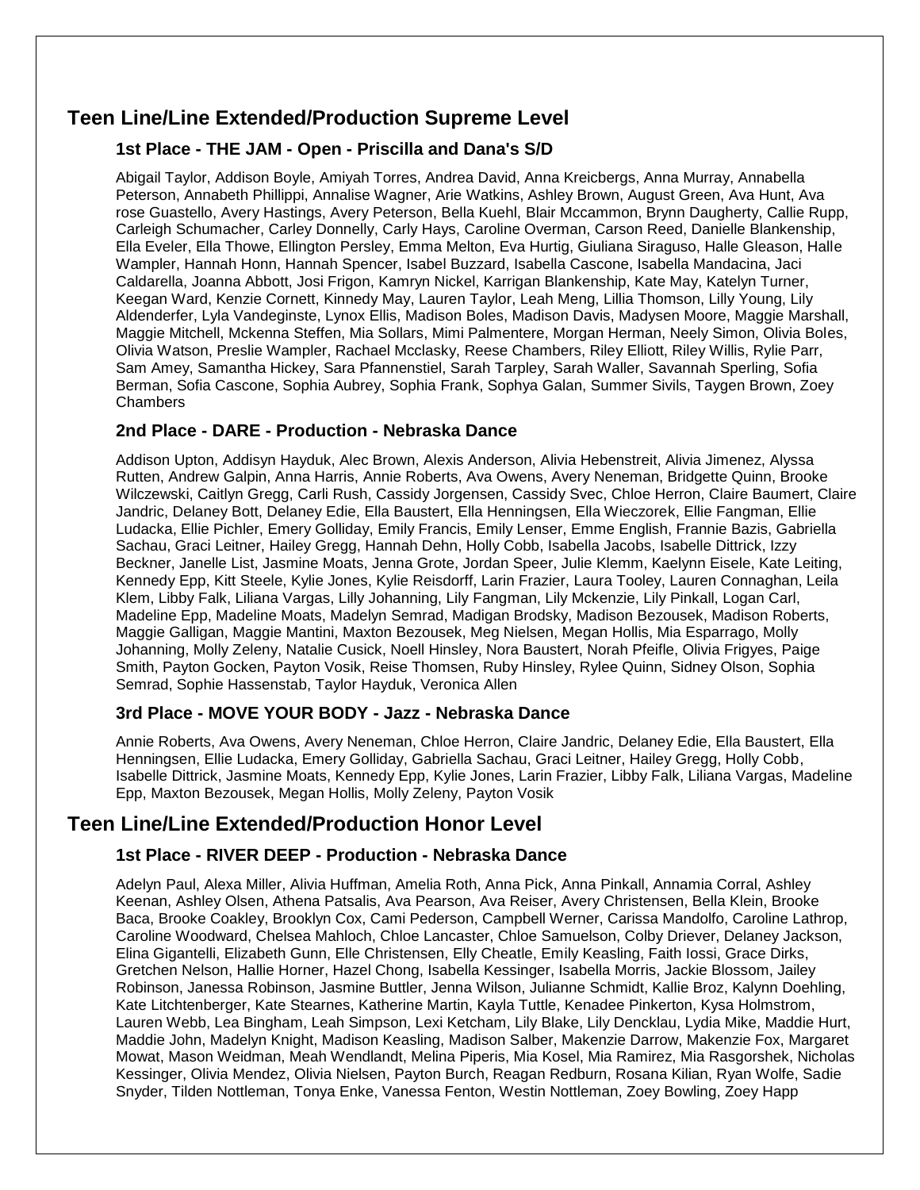## Teen Line/Line Extended/Production Supreme Level

### 1st Place - THE JAM - Open - Priscilla and Dana's S/D

Abigail Taylor, Addison Boyle, Amiyah Torres, Andrea David, Anna Kreicbergs, Anna Murray, Annabella Peterson, Annabeth Phillippi, Annalise Wagner, Arie Watkins, Ashley Brown, August Green, Ava Hunt, Ava rose Guastello, Avery Hastings, Avery Peterson, Bella Kuehl, Blair Mccammon, Brynn Daugherty, Callie Rupp, Carleigh Schumacher, Carley Donnelly, Carly Hays, Caroline Overman, Carson Reed, Danielle Blankenship, Ella Eveler, Ella Thowe, Ellington Persley, Emma Melton, Eva Hurtig, Giuliana Siraguso, Halle Gleason, Halle Wampler, Hannah Honn, Hannah Spencer, Isabel Buzzard, Isabella Cascone, Isabella Mandacina, Jaci Caldarella, Joanna Abbott, Josi Frigon, Kamryn Nickel, Karrigan Blankenship, Kate May, Katelyn Turner, Keegan Ward, Kenzie Cornett, Kinnedy May, Lauren Taylor, Leah Meng, Lillia Thomson, Lilly Young, Lily Aldenderfer, Lyla Vandeginste, Lynox Ellis, Madison Boles, Madison Davis, Madysen Moore, Maggie Marshall, Maggie Mitchell, Mckenna Steffen, Mia Sollars, Mimi Palmentere, Morgan Herman, Neely Simon, Olivia Boles, Olivia Watson, Preslie Wampler, Rachael Mcclasky, Reese Chambers, Riley Elliott, Riley Willis, Rylie Parr, Sam Amey, Samantha Hickey, Sara Pfannenstiel, Sarah Tarpley, Sarah Waller, Savannah Sperling, Sofia Berman, Sofia Cascone, Sophia Aubrey, Sophia Frank, Sophya Galan, Summer Sivils, Taygen Brown, Zoey Chambers

### 2nd Place - DARE - Production - Nebraska Dance

Addison Upton, Addisyn Hayduk, Alec Brown, Alexis Anderson, Alivia Hebenstreit, Alivia Jimenez, Alyssa Rutten, Andrew Galpin, Anna Harris, Annie Roberts, Ava Owens, Avery Neneman, Bridgette Quinn, Brooke Wilczewski, Caitlyn Gregg, Carli Rush, Cassidy Jorgensen, Cassidy Svec, Chloe Herron, Claire Baumert, Claire Jandric, Delaney Bott, Delaney Edie, Ella Baustert, Ella Henningsen, Ella Wieczorek, Ellie Fangman, Ellie Ludacka, Ellie Pichler, Emery Golliday, Emily Francis, Emily Lenser, Emme English, Frannie Bazis, Gabriella Sachau, Graci Leitner, Hailey Gregg, Hannah Dehn, Holly Cobb, Isabella Jacobs, Isabelle Dittrick, Izzy Beckner, Janelle List, Jasmine Moats, Jenna Grote, Jordan Speer, Julie Klemm, Kaelynn Eisele, Kate Leiting, Kennedy Epp, Kitt Steele, Kylie Jones, Kylie Reisdorff, Larin Frazier, Laura Tooley, Lauren Connaghan, Leila Klem, Libby Falk, Liliana Vargas, Lilly Johanning, Lily Fangman, Lily Mckenzie, Lily Pinkall, Logan Carl, Madeline Epp, Madeline Moats, Madelyn Semrad, Madigan Brodsky, Madison Bezousek, Madison Roberts, Maggie Galligan, Maggie Mantini, Maxton Bezousek, Meg Nielsen, Megan Hollis, Mia Esparrago, Molly Johanning, Molly Zeleny, Natalie Cusick, Noell Hinsley, Nora Baustert, Norah Pfeifle, Olivia Frigyes, Paige Smith, Payton Gocken, Payton Vosik, Reise Thomsen, Ruby Hinsley, Rylee Quinn, Sidney Olson, Sophia Semrad, Sophie Hassenstab, Taylor Hayduk, Veronica Allen

### 3rd Place - MOVE YOUR BODY - Jazz - Nebraska Dance

Annie Roberts, Ava Owens, Avery Neneman, Chloe Herron, Claire Jandric, Delaney Edie, Ella Baustert, Ella Henningsen, Ellie Ludacka, Emery Golliday, Gabriella Sachau, Graci Leitner, Hailey Gregg, Holly Cobb, Isabelle Dittrick, Jasmine Moats, Kennedy Epp, Kylie Jones, Larin Frazier, Libby Falk, Liliana Vargas, Madeline Epp, Maxton Bezousek, Megan Hollis, Molly Zeleny, Payton Vosik

## Teen Line/Line Extended/Production Honor Level

### 1st Place - RIVER DEEP - Production - Nebraska Dance

Adelyn Paul, Alexa Miller, Alivia Huffman, Amelia Roth, Anna Pick, Anna Pinkall, Annamia Corral, Ashley Keenan, Ashley Olsen, Athena Patsalis, Ava Pearson, Ava Reiser, Avery Christensen, Bella Klein, Brooke Baca, Brooke Coakley, Brooklyn Cox, Cami Pederson, Campbell Werner, Carissa Mandolfo, Caroline Lathrop, Caroline Woodward, Chelsea Mahloch, Chloe Lancaster, Chloe Samuelson, Colby Driever, Delaney Jackson, Elina Gigantelli, Elizabeth Gunn, Elle Christensen, Elly Cheatle, Emily Keasling, Faith Iossi, Grace Dirks, Gretchen Nelson, Hallie Horner, Hazel Chong, Isabella Kessinger, Isabella Morris, Jackie Blossom, Jailey Robinson, Janessa Robinson, Jasmine Buttler, Jenna Wilson, Julianne Schmidt, Kallie Broz, Kalynn Doehling, Kate Litchtenberger, Kate Stearnes, Katherine Martin, Kayla Tuttle, Kenadee Pinkerton, Kysa Holmstrom, Lauren Webb, Lea Bingham, Leah Simpson, Lexi Ketcham, Lily Blake, Lily Dencklau, Lydia Mike, Maddie Hurt, Maddie John, Madelyn Knight, Madison Keasling, Madison Salber, Makenzie Darrow, Makenzie Fox, Margaret Mowat, Mason Weidman, Meah Wendlandt, Melina Piperis, Mia Kosel, Mia Ramirez, Mia Rasgorshek, Nicholas Kessinger, Olivia Mendez, Olivia Nielsen, Payton Burch, Reagan Redburn, Rosana Kilian, Ryan Wolfe, Sadie Snyder, Tilden Nottleman, Tonya Enke, Vanessa Fenton, Westin Nottleman, Zoey Bowling, Zoey Happ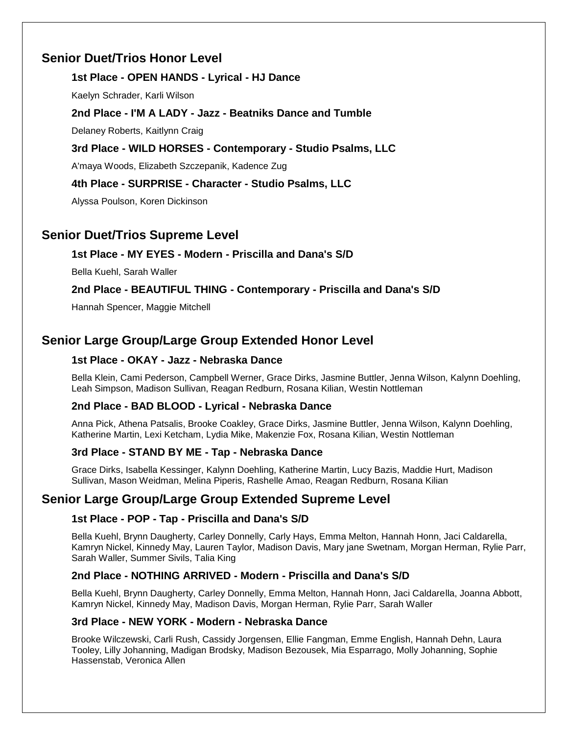## Senior Duet/Trios Honor Level

### 1st Place - OPEN HANDS - Lyrical - HJ Dance

Kaelyn Schrader, Karli Wilson

### 2nd Place - I'M A LADY - Jazz - Beatniks Dance and Tumble

Delaney Roberts, Kaitlynn Craig

### 3rd Place - WILD HORSES - Contemporary - Studio Psalms, LLC

A'maya Woods, Elizabeth Szczepanik, Kadence Zug

### 4th Place - SURPRISE - Character - Studio Psalms, LLC

Alyssa Poulson, Koren Dickinson

## Senior Duet/Trios Supreme Level

### 1st Place - MY EYES - Modern - Priscilla and Dana's S/D

Bella Kuehl, Sarah Waller

### 2nd Place - BEAUTIFUL THING - Contemporary - Priscilla and Dana's S/D

Hannah Spencer, Maggie Mitchell

## Senior Large Group/Large Group Extended Honor Level

### 1st Place - OKAY - Jazz - Nebraska Dance

Bella Klein, Cami Pederson, Campbell Werner, Grace Dirks, Jasmine Buttler, Jenna Wilson, Kalynn Doehling, Leah Simpson, Madison Sullivan, Reagan Redburn, Rosana Kilian, Westin Nottleman

### 2nd Place - BAD BLOOD - Lyrical - Nebraska Dance

Anna Pick, Athena Patsalis, Brooke Coakley, Grace Dirks, Jasmine Buttler, Jenna Wilson, Kalynn Doehling, Katherine Martin, Lexi Ketcham, Lydia Mike, Makenzie Fox, Rosana Kilian, Westin Nottleman

### 3rd Place - STAND BY ME - Tap - Nebraska Dance

Grace Dirks, Isabella Kessinger, Kalynn Doehling, Katherine Martin, Lucy Bazis, Maddie Hurt, Madison Sullivan, Mason Weidman, Melina Piperis, Rashelle Amao, Reagan Redburn, Rosana Kilian

## Senior Large Group/Large Group Extended Supreme Level

### 1st Place - POP - Tap - Priscilla and Dana's S/D

Bella Kuehl, Brynn Daugherty, Carley Donnelly, Carly Hays, Emma Melton, Hannah Honn, Jaci Caldarella, Kamryn Nickel, Kinnedy May, Lauren Taylor, Madison Davis, Mary jane Swetnam, Morgan Herman, Rylie Parr, Sarah Waller, Summer Sivils, Talia King

### 2nd Place - NOTHING ARRIVED - Modern - Priscilla and Dana's S/D

Bella Kuehl, Brynn Daugherty, Carley Donnelly, Emma Melton, Hannah Honn, Jaci Caldarella, Joanna Abbott, Kamryn Nickel, Kinnedy May, Madison Davis, Morgan Herman, Rylie Parr, Sarah Waller

### 3rd Place - NEW YORK - Modern - Nebraska Dance

Brooke Wilczewski, Carli Rush, Cassidy Jorgensen, Ellie Fangman, Emme English, Hannah Dehn, Laura Tooley, Lilly Johanning, Madigan Brodsky, Madison Bezousek, Mia Esparrago, Molly Johanning, Sophie Hassenstab, Veronica Allen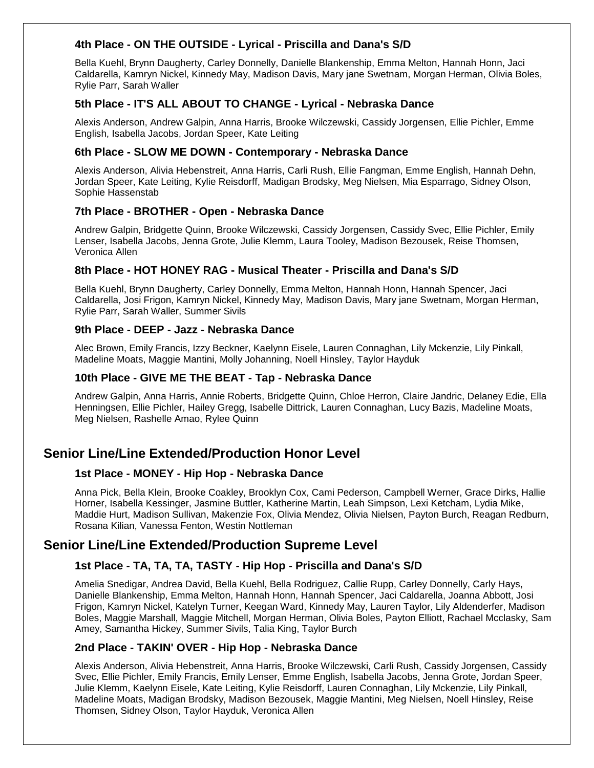### 4th Place - ON THE OUTSIDE - Lyrical - Priscilla and Dana's S/D

Bella Kuehl, Brynn Daugherty, Carley Donnelly, Danielle Blankenship, Emma Melton, Hannah Honn, Jaci Caldarella, Kamryn Nickel, Kinnedy May, Madison Davis, Mary jane Swetnam, Morgan Herman, Olivia Boles, Rylie Parr, Sarah Waller

### 5th Place - IT'S ALL ABOUT TO CHANGE - Lyrical - Nebraska Dance

Alexis Anderson, Andrew Galpin, Anna Harris, Brooke Wilczewski, Cassidy Jorgensen, Ellie Pichler, Emme English, Isabella Jacobs, Jordan Speer, Kate Leiting

### 6th Place - SLOW ME DOWN - Contemporary - Nebraska Dance

Alexis Anderson, Alivia Hebenstreit, Anna Harris, Carli Rush, Ellie Fangman, Emme English, Hannah Dehn, Jordan Speer, Kate Leiting, Kylie Reisdorff, Madigan Brodsky, Meg Nielsen, Mia Esparrago, Sidney Olson, Sophie Hassenstab

### 7th Place - BROTHER - Open - Nebraska Dance

Andrew Galpin, Bridgette Quinn, Brooke Wilczewski, Cassidy Jorgensen, Cassidy Svec, Ellie Pichler, Emily Lenser, Isabella Jacobs, Jenna Grote, Julie Klemm, Laura Tooley, Madison Bezousek, Reise Thomsen, Veronica Allen

### 8th Place - HOT HONEY RAG - Musical Theater - Priscilla and Dana's S/D

Bella Kuehl, Brynn Daugherty, Carley Donnelly, Emma Melton, Hannah Honn, Hannah Spencer, Jaci Caldarella, Josi Frigon, Kamryn Nickel, Kinnedy May, Madison Davis, Mary jane Swetnam, Morgan Herman, Rylie Parr, Sarah Waller, Summer Sivils

### 9th Place - DEEP - Jazz - Nebraska Dance

Alec Brown, Emily Francis, Izzy Beckner, Kaelynn Eisele, Lauren Connaghan, Lily Mckenzie, Lily Pinkall, Madeline Moats, Maggie Mantini, Molly Johanning, Noell Hinsley, Taylor Hayduk

### 10th Place - GIVE ME THE BEAT - Tap - Nebraska Dance

Andrew Galpin, Anna Harris, Annie Roberts, Bridgette Quinn, Chloe Herron, Claire Jandric, Delaney Edie, Ella Henningsen, Ellie Pichler, Hailey Gregg, Isabelle Dittrick, Lauren Connaghan, Lucy Bazis, Madeline Moats, Meg Nielsen, Rashelle Amao, Rylee Quinn

## Senior Line/Line Extended/Production Honor Level

### 1st Place - MONEY - Hip Hop - Nebraska Dance

Anna Pick, Bella Klein, Brooke Coakley, Brooklyn Cox, Cami Pederson, Campbell Werner, Grace Dirks, Hallie Horner, Isabella Kessinger, Jasmine Buttler, Katherine Martin, Leah Simpson, Lexi Ketcham, Lydia Mike, Maddie Hurt, Madison Sullivan, Makenzie Fox, Olivia Mendez, Olivia Nielsen, Payton Burch, Reagan Redburn, Rosana Kilian, Vanessa Fenton, Westin Nottleman

## Senior Line/Line Extended/Production Supreme Level

### 1st Place - TA, TA, TA, TASTY - Hip Hop - Priscilla and Dana's S/D

Amelia Snedigar, Andrea David, Bella Kuehl, Bella Rodriguez, Callie Rupp, Carley Donnelly, Carly Hays, Danielle Blankenship, Emma Melton, Hannah Honn, Hannah Spencer, Jaci Caldarella, Joanna Abbott, Josi Frigon, Kamryn Nickel, Katelyn Turner, Keegan Ward, Kinnedy May, Lauren Taylor, Lily Aldenderfer, Madison Boles, Maggie Marshall, Maggie Mitchell, Morgan Herman, Olivia Boles, Payton Elliott, Rachael Mcclasky, Sam Amey, Samantha Hickey, Summer Sivils, Talia King, Taylor Burch

### 2nd Place - TAKIN' OVER - Hip Hop - Nebraska Dance

Alexis Anderson, Alivia Hebenstreit, Anna Harris, Brooke Wilczewski, Carli Rush, Cassidy Jorgensen, Cassidy Svec, Ellie Pichler, Emily Francis, Emily Lenser, Emme English, Isabella Jacobs, Jenna Grote, Jordan Speer, Julie Klemm, Kaelynn Eisele, Kate Leiting, Kylie Reisdorff, Lauren Connaghan, Lily Mckenzie, Lily Pinkall, Madeline Moats, Madigan Brodsky, Madison Bezousek, Maggie Mantini, Meg Nielsen, Noell Hinsley, Reise Thomsen, Sidney Olson, Taylor Hayduk, Veronica Allen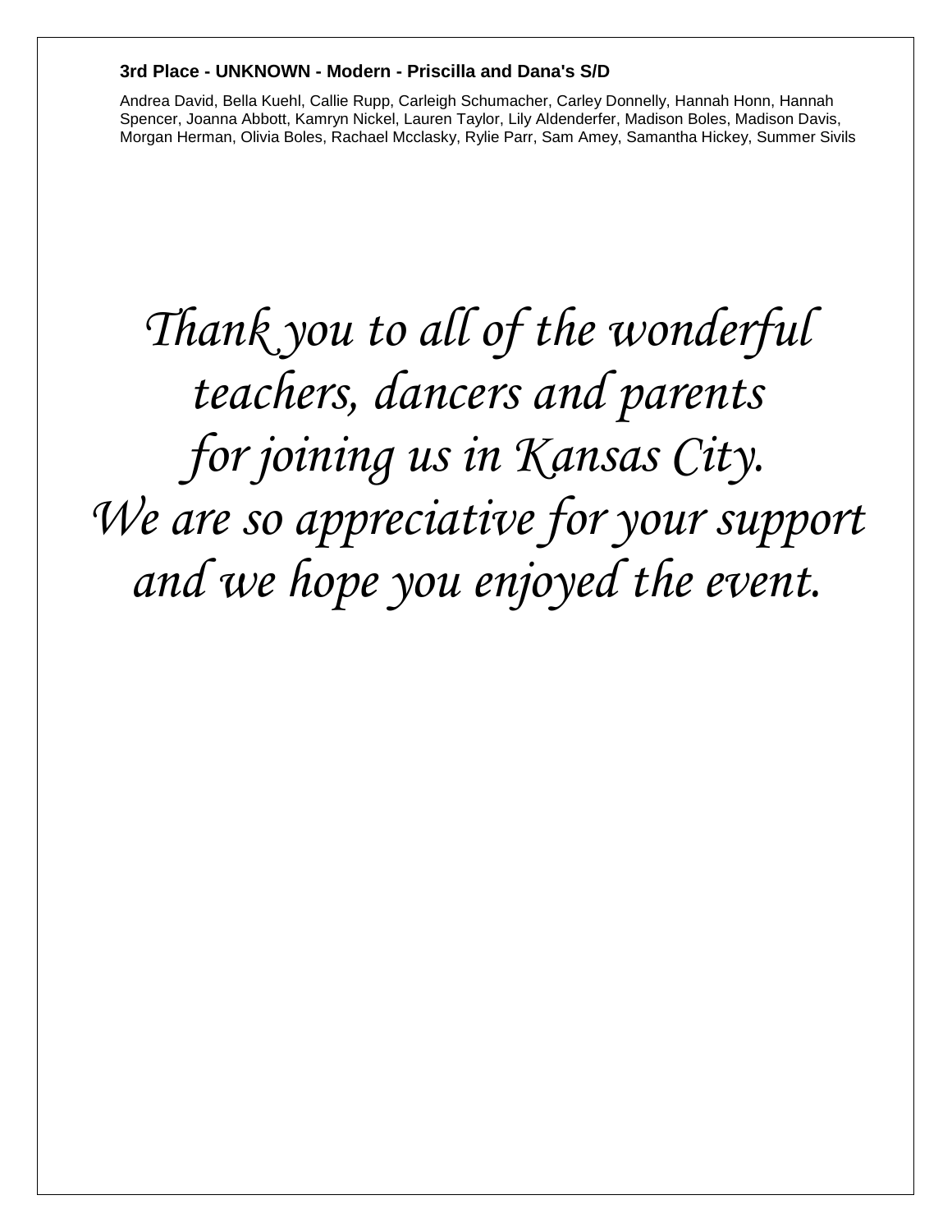**3rd Place - UNKNOWN - Modern - Priscilla and Dana's S/D**

Andrea David, Bella Kuehl, Callie Rupp, Carleigh Schumacher, Carley Donnelly, Hannah Honn, Hannah Spencer, Joanna Abbott, Kamryn Nickel, Lauren Taylor, Lily Aldenderfer, Madison Boles, Madison Davis, Morgan Herman, Olivia Boles, Rachael Mcclasky, Rylie Parr, Sam Amey, Samantha Hickey, Summer Sivils

*Thank you to all of the wonderful teachers, dancers and parents for joining us in Kansas City. We are so appreciative for your support and we hope you enjoyed the event.*